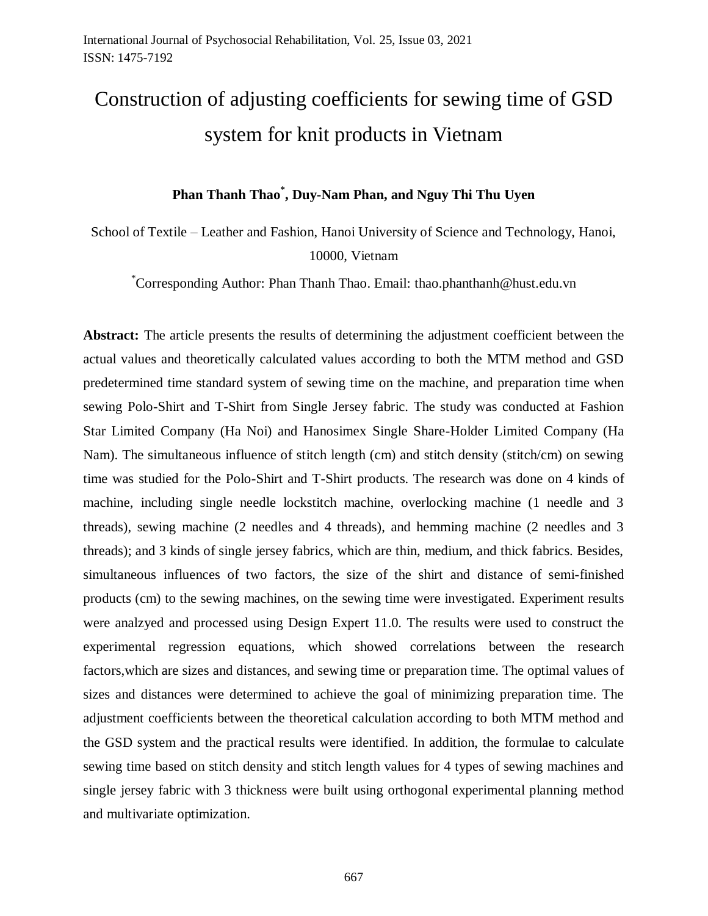# Construction of adjusting coefficients for sewing time of GSD system for knit products in Vietnam

**Phan Thanh Thao*, Duy-Nam Phan, and Nguy Thi Thu Uyen**

School of Textile – Leather and Fashion, Hanoi University of Science and Technology, Hanoi, 10000, Vietnam

*Corresponding Author: Phan Thanh Thao. Email: thao.phanthanh@hust.edu.vn

**Abstract:** The article presents the results of determining the adjustment coefficient between the actual values and theoretically calculated values according to both the MTM method and GSD predetermined time standard system of sewing time on the machine, and preparation time when sewing Polo-Shirt and T-Shirt from Single Jersey fabric. The study was conducted at Fashion Star Limited Company (Ha Noi) and Hanosimex Single Share-Holder Limited Company (Ha Nam). The simultaneous influence of stitch length (cm) and stitch density (stitch/cm) on sewing time was studied for the Polo-Shirt and T-Shirt products. The research was done on 4 kinds of machine, including single needle lockstitch machine, overlocking machine (1 needle and 3 threads), sewing machine (2 needles and 4 threads), and hemming machine (2 needles and 3 threads); and 3 kinds of single jersey fabrics, which are thin, medium, and thick fabrics. Besides, simultaneous influences of two factors, the size of the shirt and distance of semi-finished products (cm) to the sewing machines, on the sewing time were investigated. Experiment results were analzyed and processed using Design Expert 11.0. The results were used to construct the experimental regression equations, which showed correlations between the research factors,which are sizes and distances, and sewing time or preparation time. The optimal values of sizes and distances were determined to achieve the goal of minimizing preparation time. The adjustment coefficients between the theoretical calculation according to both MTM method and the GSD system and the practical results were identified. In addition, the formulae to calculate sewing time based on stitch density and stitch length values for 4 types of sewing machines and single jersey fabric with 3 thickness were built using orthogonal experimental planning method and multivariate optimization.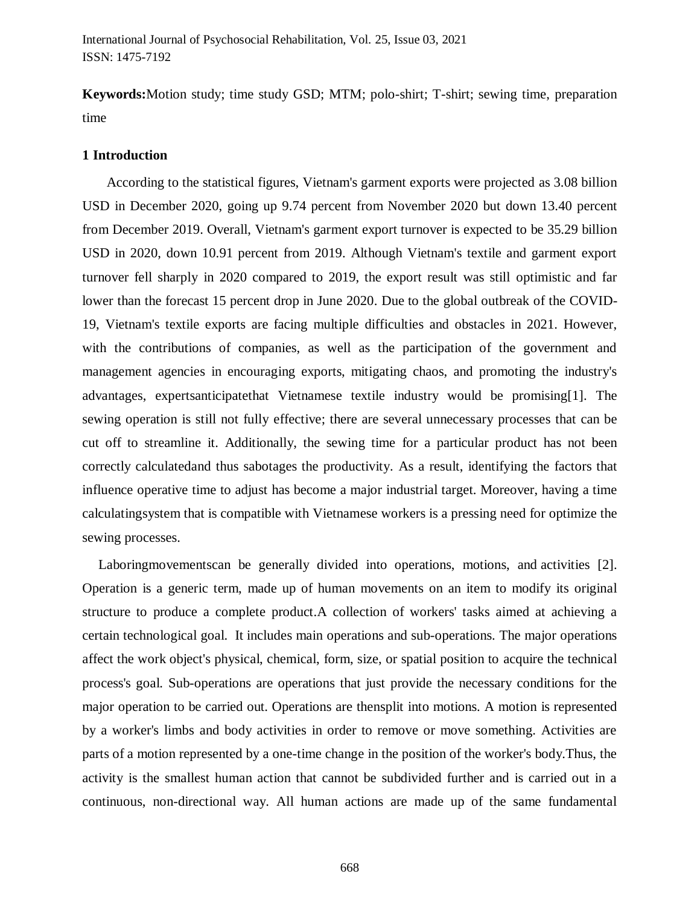**Keywords:**Motion study; time study GSD; MTM; polo-shirt; T-shirt; sewing time, preparation time

## 1 Introduction

According to the statistical figures, Vietnam's garment exports were projected as 3.08 billion USD in December 2020, going up 9.74 percent from November 2020 but down 13.40 percent from December 2019. Overall, Vietnam's garment export turnover is expected to be 35.29 billion USD in 2020, down 10.91 percent from 2019. Although Vietnam's textile and garment export turnover fell sharply in 2020 compared to 2019, the export result was still optimistic and far lower than the forecast 15 percent drop in June 2020. Due to the global outbreak of the COVID-19, Vietnam's textile exports are facing multiple difficulties and obstacles in 2021. However, with the contributions of companies, as well as the participation of the government and management agencies in encouraging exports, mitigating chaos, and promoting the industry's advantages, expertsanticipatethat Vietnamese textile industry would be promising[1]. The sewing operation is still not fully effective; there are several unnecessary processes that can be cut off to streamline it. Additionally, the sewing time for a particular product has not been correctly calculatedand thus sabotages the productivity. As a result, identifying the factors that influence operative time to adjust has become a major industrial target. Moreover, having a time calculatingsystem that is compatible with Vietnamese workers is a pressing need for optimize the sewing processes.

Laboringmovementscan be generally divided into operations, motions, and activities [2]. Operation is a generic term, made up of human movements on an item to modify its original structure to produce a complete product.A collection of workers' tasks aimed at achieving a certain technological goal. It includes main operations and sub-operations. The major operations affect the work object's physical, chemical, form, size, or spatial position to acquire the technical process's goal. Sub-operations are operations that just provide the necessary conditions for the major operation to be carried out. Operations are thensplit into motions. A motion is represented by a worker's limbs and body activities in order to remove or move something. Activities are parts of a motion represented by a one-time change in the position of the worker's body.Thus, the activity is the smallest human action that cannot be subdivided further and is carried out in a continuous, non-directional way. All human actions are made up of the same fundamental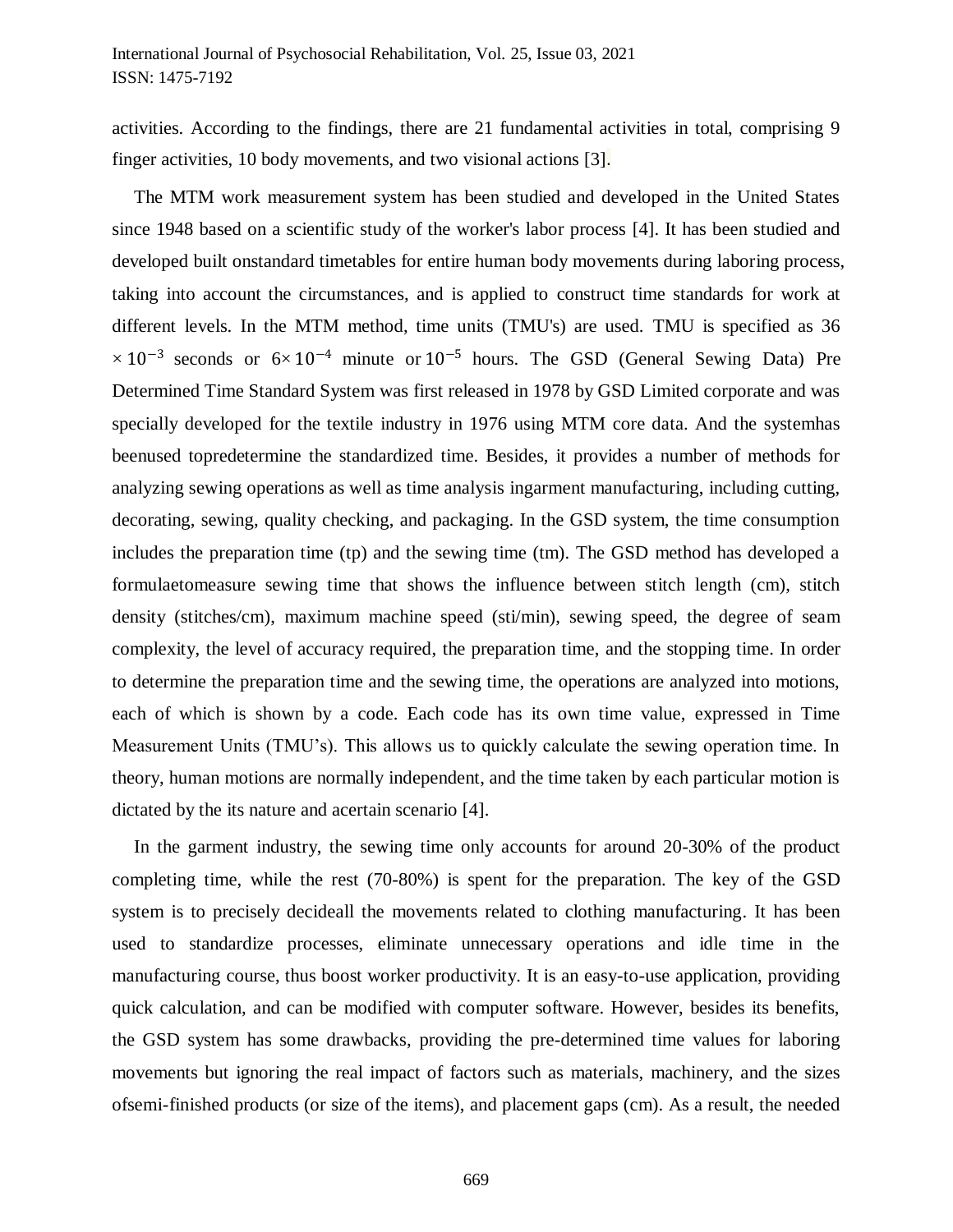activities. According to the findings, there are 21 fundamental activities in total, comprising 9 finger activities, 10 body movements, and two visional actions [3].

The MTM work measurement system has been studied and developed in the United States since 1948 based on a scientific study of the worker's labor process [4]. It has been studied and developed built onstandard timetables for entire human body movements during laboring process, taking into account the circumstances, and is applied to construct time standards for work at different levels. In the MTM method, time units (TMU's) are used. TMU is specified as 36 $\times 10^{-3}$ seconds or $6\times 10^{-4}$ minute or $10^{-5}$ hours. The GSD (General Sewing Data) Pre Determined Time Standard System was first released in 1978 by GSD Limited corporate and was specially developed for the textile industry in 1976 using MTM core data. And the systemhas beenused topredetermine the standardized time. Besides, it provides a number of methods for analyzing sewing operations as well as time analysis ingarment manufacturing, including cutting, decorating, sewing, quality checking, and packaging. In the GSD system, the time consumption includes the preparation time (tp) and the sewing time (tm). The GSD method has developed a formulaetomeasure sewing time that shows the influence between stitch length (cm), stitch density (stitches/cm), maximum machine speed (sti/min), sewing speed, the degree of seam complexity, the level of accuracy required, the preparation time, and the stopping time. In order to determine the preparation time and the sewing time, the operations are analyzed into motions, each of which is shown by a code. Each code has its own time value, expressed in Time Measurement Units (TMU's). This allows us to quickly calculate the sewing operation time. In theory, human motions are normally independent, and the time taken by each particular motion is dictated by the its nature and acertain scenario [4].

In the garment industry, the sewing time only accounts for around 20-30% of the product completing time, while the rest (70-80%) is spent for the preparation. The key of the GSD system is to precisely decideall the movements related to clothing manufacturing. It has been used to standardize processes, eliminate unnecessary operations and idle time in the manufacturing course, thus boost worker productivity. It is an easy-to-use application, providing quick calculation, and can be modified with computer software. However, besides its benefits, the GSD system has some drawbacks, providing the pre-determined time values for laboring movements but ignoring the real impact of factors such as materials, machinery, and the sizes ofsemi-finished products (or size of the items), and placement gaps (cm). As a result, the needed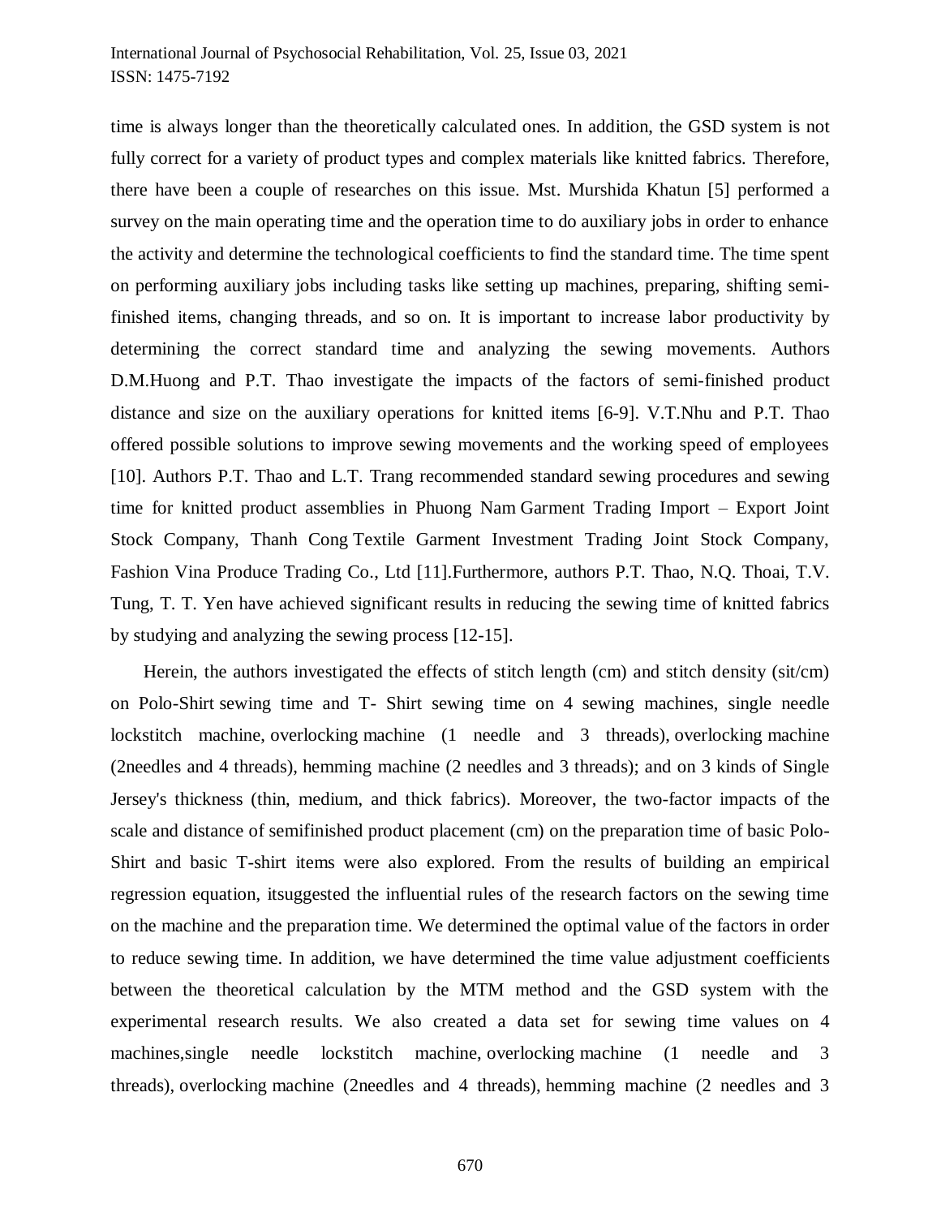time is always longer than the theoretically calculated ones. In addition, the GSD system is not fully correct for a variety of product types and complex materials like knitted fabrics. Therefore, there have been a couple of researches on this issue. Mst. Murshida Khatun [5] performed a survey on the main operating time and the operation time to do auxiliary jobs in order to enhance the activity and determine the technological coefficients to find the standard time. The time spent on performing auxiliary jobs including tasks like setting up machines, preparing, shifting semi-finished items, changing threads, and so on. It is important to increase labor productivity by determining the correct standard time and analyzing the sewing movements. Authors D.M.Huong and P.T. Thao investigate the impacts of the factors of semi-finished product distance and size on the auxiliary operations for knitted items [6-9]. V.T.Nhu and P.T. Thao offered possible solutions to improve sewing movements and the working speed of employees [10]. Authors P.T. Thao and L.T. Trang recommended standard sewing procedures and sewing time for knitted product assemblies in Phuong Nam Garment Trading Import – Export Joint Stock Company, Thanh Cong Textile Garment Investment Trading Joint Stock Company, Fashion Vina Produce Trading Co., Ltd [11].Furthermore, authors P.T. Thao, N.Q. Thoai, T.V. Tung, T. T. Yen have achieved significant results in reducing the sewing time of knitted fabrics by studying and analyzing the sewing process [12-15].

Herein, the authors investigated the effects of stitch length (cm) and stitch density (sit/cm) on Polo-Shirt sewing time and T- Shirt sewing time on 4 sewing machines, single needle lockstitch machine, overlocking machine (1 needle and 3 threads), overlocking machine (2needles and 4 threads), hemming machine (2 needles and 3 threads); and on 3 kinds of Single Jersey's thickness (thin, medium, and thick fabrics). Moreover, the two-factor impacts of the scale and distance of semifinished product placement (cm) on the preparation time of basic Polo-Shirt and basic T-shirt items were also explored. From the results of building an empirical regression equation, itsuggested the influential rules of the research factors on the sewing time on the machine and the preparation time. We determined the optimal value of the factors in order to reduce sewing time. In addition, we have determined the time value adjustment coefficients between the theoretical calculation by the MTM method and the GSD system with the experimental research results. We also created a data set for sewing time values on 4 machines,single needle lockstitch machine, overlocking machine (1 needle and 3 threads), overlocking machine (2needles and 4 threads), hemming machine (2 needles and 3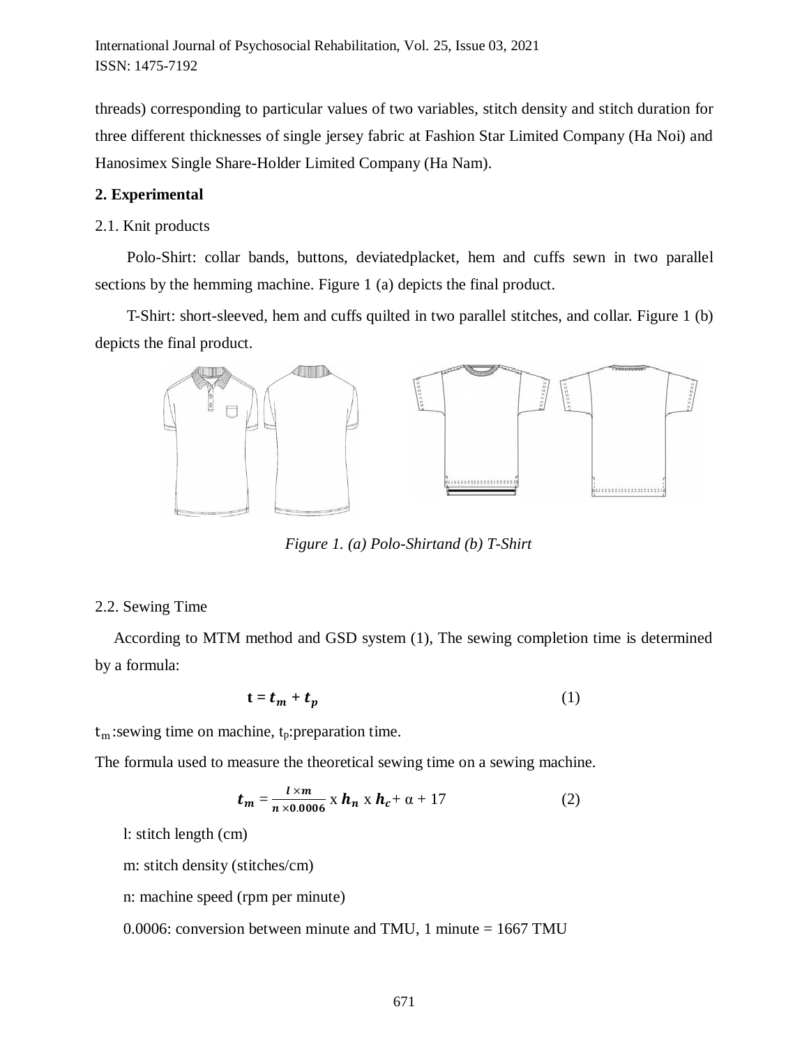threads) corresponding to particular values of two variables, stitch density and stitch duration for three different thicknesses of single jersey fabric at Fashion Star Limited Company (Ha Noi) and Hanosimex Single Share-Holder Limited Company (Ha Nam).

## 2. Experimental

### 2.1. Knit products

Polo-Shirt: collar bands, buttons, deviatedplacket, hem and cuffs sewn in two parallel sections by the hemming machine. Figure 1 (a) depicts the final product.

T-Shirt: short-sleeved, hem and cuffs quilted in two parallel stitches, and collar. Figure 1 (b) depicts the final product.

*Figure 1. (a) Polo-Shirtand (b) T-Shirt*

### 2.2. Sewing Time

According to MTM method and GSD system (1), The sewing completion time is determined by a formula:

$$\mathbf{t} = \boldsymbol{t_m} + \boldsymbol{t_p} \tag{1}$$

$t_m$:sewing time on machine, $t_p$:preparation time.

The formula used to measure the theoretical sewing time on a sewing machine.

$$\boldsymbol{t_m} = \frac{\boldsymbol{l} \times \boldsymbol{m}}{\boldsymbol{n} \times \mathbf{0.0006}} \text{ x } \boldsymbol{h_n} \text{ x } \boldsymbol{h_c} + \alpha + 17 \tag{2}$$

l: stitch length (cm)

m: stitch density (stitches/cm)

n: machine speed (rpm per minute)

0.0006: conversion between minute and TMU, 1 minute = 1667 TMU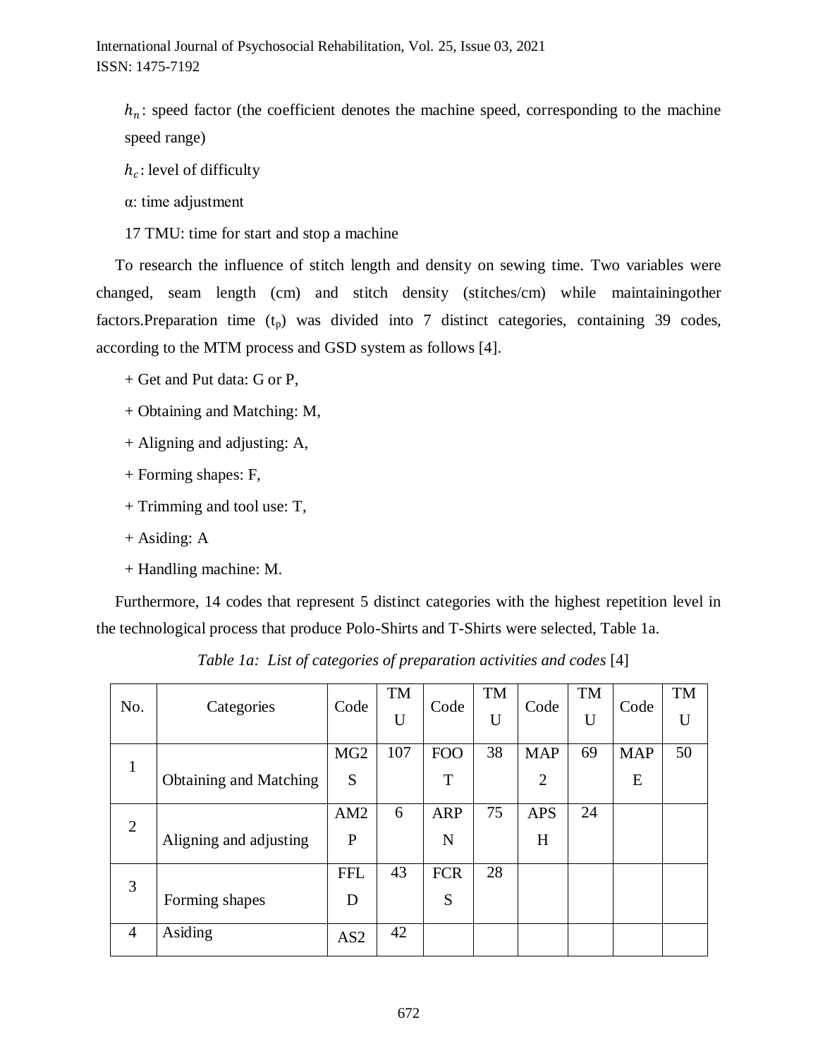$h_n$: speed factor (the coefficient denotes the machine speed, corresponding to the machine speed range)

$h_c$: level of difficulty

α: time adjustment

17 TMU: time for start and stop a machine

To research the influence of stitch length and density on sewing time. Two variables were changed, seam length (cm) and stitch density (stitches/cm) while maintainingother factors.Preparation time ($t_p$) was divided into 7 distinct categories, containing 39 codes, according to the MTM process and GSD system as follows [4].

+ Get and Put data: G or P,

+ Obtaining and Matching: M,

+ Aligning and adjusting: A,

+ Forming shapes: F,

+ Trimming and tool use: T,

+ Asiding: A

+ Handling machine: M.

Furthermore, 14 codes that represent 5 distinct categories with the highest repetition level in the technological process that produce Polo-Shirts and T-Shirts were selected, Table 1a.

*Table 1a: List of categories of preparation activities and codes* [4]

| No. | Categories | Code | TMU | Code | TMU | Code | TMU | Code | TMU |
|---|---|---|---|---|---|---|---|---|---|
| 1 | Obtaining and Matching | MG2S | 107 | FOOT | 38 | MAP2 | 69 | MAPE | 50 |
| 2 | Aligning and adjusting | AM2P | 6 | ARPN | 75 | APSH | 24 | | |
| 3 | Forming shapes | FFLD | 43 | FCRS | 28 | | | | |
| 4 | Asiding | AS2 | 42 | | | | | | |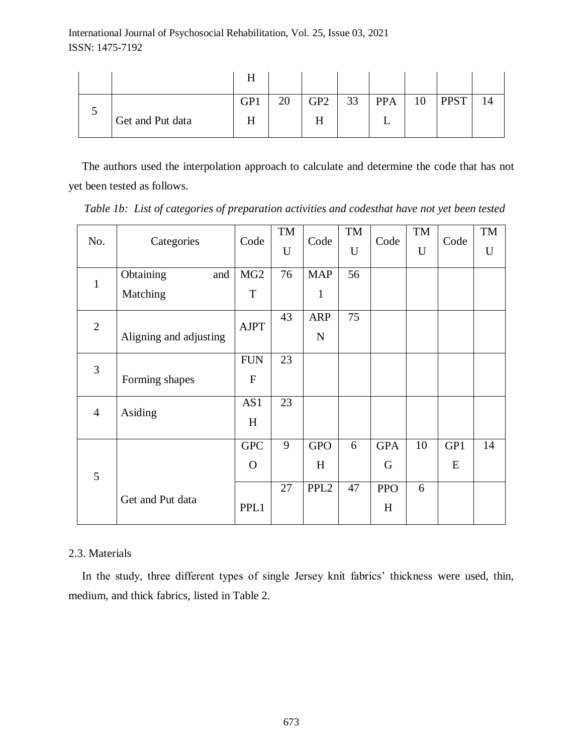| | | H | | | | | | | |
|---|---|---|---|---|---|---|---|---|---|
| 5 | Get and Put data | GP1H | 20 | GP2H | 33 | PPAL | 10 | PPST | 14 |

The authors used the interpolation approach to calculate and determine the code that has not yet been tested as follows.

*Table 1b: List of categories of preparation activities and codesthat have not yet been tested*

| No. | Categories | Code | TMU | Code | TMU | Code | TMU | Code | TMU |
|---|---|---|---|---|---|---|---|---|---|
| 1 | Obtaining and Matching | MG2T | 76 | MAP1 | 56 | | | | |
| 2 | Aligning and adjusting | AJPT | 43 | ARPN | 75 | | | | |
| 3 | Forming shapes | FUNF | 23 | | | | | | |
| 4 | Asiding | AS1H | 23 | | | | | | |
| 5 | Get and Put data | GPCO | 9 | GPOH | 6 | GPAG | 10 | GP1E | 14 |
| | | PPL1 | 27 | PPL2 | 47 | PPOH | 6 | | |

2.3. Materials

In the study, three different types of single Jersey knit fabrics' thickness were used, thin, medium, and thick fabrics, listed in Table 2.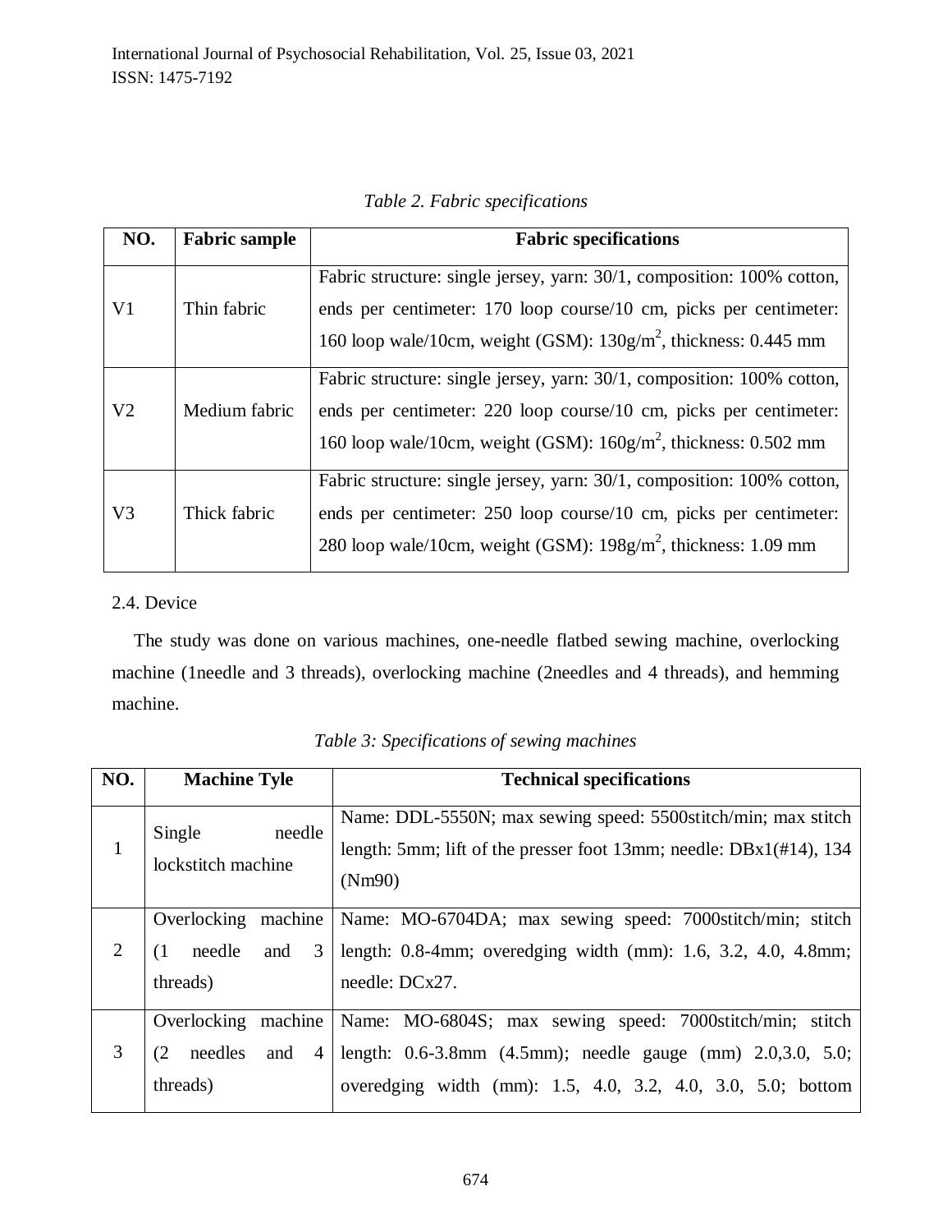*Table 2. Fabric specifications*

| NO. | Fabric sample | Fabric specifications |
|---|---|---|
| V1 | Thin fabric | Fabric structure: single jersey, yarn: 30/1, composition: 100% cotton, ends per centimeter: 170 loop course/10 cm, picks per centimeter: 160 loop wale/10cm, weight (GSM): $130g/m^2$, thickness: 0.445 mm |
| V2 | Medium fabric | Fabric structure: single jersey, yarn: 30/1, composition: 100% cotton, ends per centimeter: 220 loop course/10 cm, picks per centimeter: 160 loop wale/10cm, weight (GSM): $160g/m^2$, thickness: 0.502 mm |
| V3 | Thick fabric | Fabric structure: single jersey, yarn: 30/1, composition: 100% cotton, ends per centimeter: 250 loop course/10 cm, picks per centimeter: 280 loop wale/10cm, weight (GSM): $198g/m^2$, thickness: 1.09 mm |

2.4. Device

The study was done on various machines, one-needle flatbed sewing machine, overlocking machine (1needle and 3 threads), overlocking machine (2needles and 4 threads), and hemming machine.

*Table 3: Specifications of sewing machines*

| NO. | Machine Tyle | Technical specifications |
|---|---|---|
| 1 | Single needle lockstitch machine | Name: DDL-5550N; max sewing speed: 5500stitch/min; max stitch length: 5mm; lift of the presser foot 13mm; needle: DBx1(#14), 134 (Nm90) |
| 2 | Overlocking machine (1 needle and 3 threads) | Name: MO-6704DA; max sewing speed: 7000stitch/min; stitch length: 0.8-4mm; overedging width (mm): 1.6, 3.2, 4.0, 4.8mm; needle: DCx27. |
| 3 | Overlocking machine (2 needles and 4 threads) | Name: MO-6804S; max sewing speed: 7000stitch/min; stitch length: 0.6-3.8mm (4.5mm); needle gauge (mm) 2.0,3.0, 5.0; overedging width (mm): 1.5, 4.0, 3.2, 4.0, 3.0, 5.0; bottom |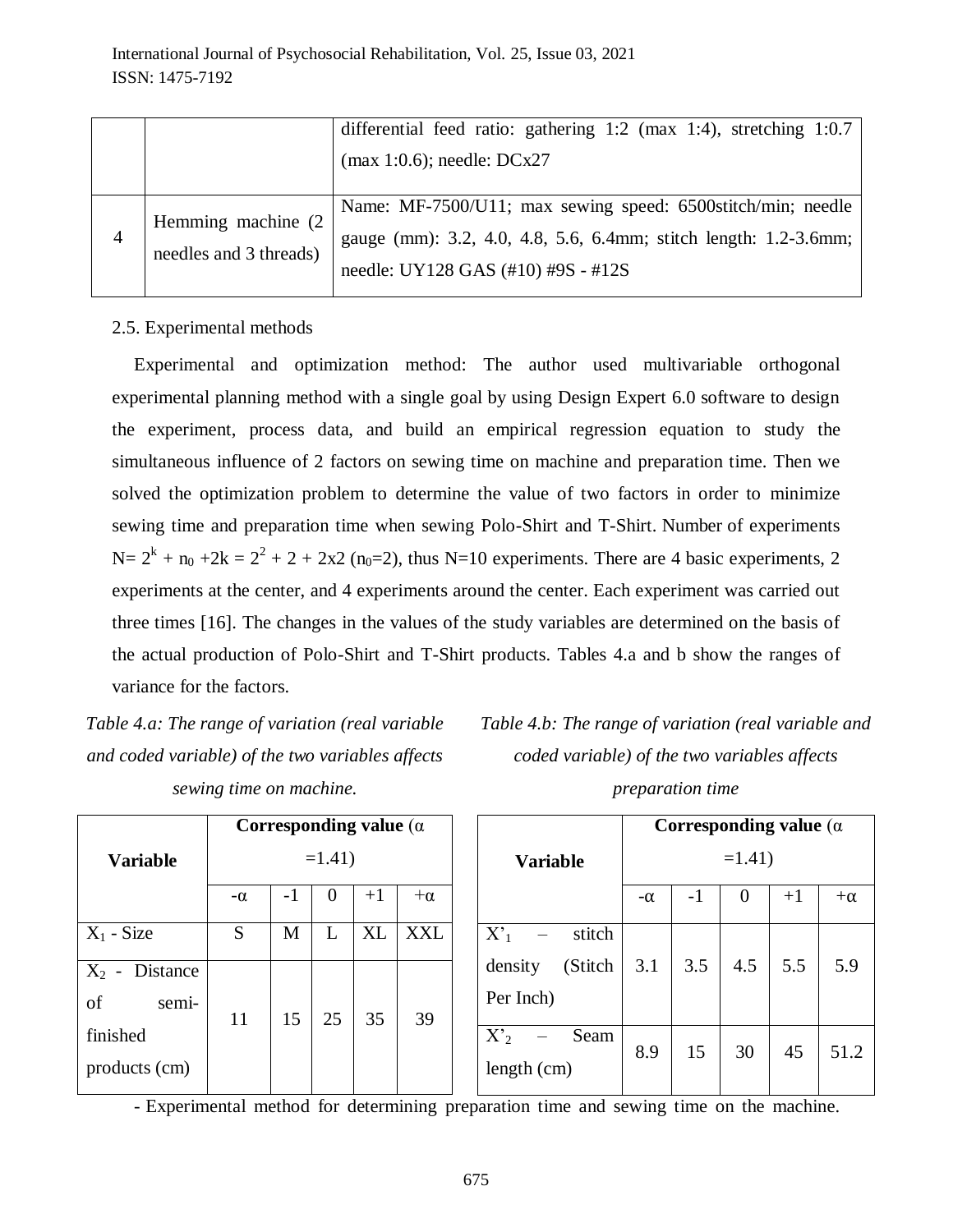|   |   | differential feed ratio: gathering 1:2 (max 1:4), stretching 1:0.7 (max 1:0.6); needle: DCx27 |
|---|---|---|
| 4 | Hemming machine (2 needles and 3 threads) | Name: MF-7500/U11; max sewing speed: 6500stitch/min; needle gauge (mm): 3.2, 4.0, 4.8, 5.6, 6.4mm; stitch length: 1.2-3.6mm; needle: UY128 GAS (#10) #9S - #12S |

2.5. Experimental methods

Experimental and optimization method: The author used multivariable orthogonal experimental planning method with a single goal by using Design Expert 6.0 software to design the experiment, process data, and build an empirical regression equation to study the simultaneous influence of 2 factors on sewing time on machine and preparation time. Then we solved the optimization problem to determine the value of two factors in order to minimize sewing time and preparation time when sewing Polo-Shirt and T-Shirt. Number of experiments $N = 2^k + n_0 + 2k = 2^2 + 2 + 2x2$ ($n_0$=2), thus N=10 experiments. There are 4 basic experiments, 2 experiments at the center, and 4 experiments around the center. Each experiment was carried out three times [16]. The changes in the values of the study variables are determined on the basis of the actual production of Polo-Shirt and T-Shirt products. Tables 4.a and b show the ranges of variance for the factors.

*Table 4.a: The range of variation (real variable and coded variable) of the two variables affects sewing time on machine.*

| Variable | Corresponding value ($\alpha$ =1.41) | | | | |
|---|---|---|---|---|---|
| | $-\alpha$ | -1 | 0 | +1 | $+\alpha$ |
| $X_1$ - Size | S | M | L | XL | XXL |
| $X_2$ - Distance of semi-finished products (cm) | 11 | 15 | 25 | 35 | 39 |

*Table 4.b: The range of variation (real variable and coded variable) of the two variables affects preparation time*

| Variable | Corresponding value ($\alpha$ =1.41) | | | | |
|---|---|---|---|---|---|
| | $-\alpha$ | -1 | 0 | +1 | $+\alpha$ |
| $X'_1$ – stitch density (Stitch Per Inch) | 3.1 | 3.5 | 4.5 | 5.5 | 5.9 |
| $X'_2$ – Seam length (cm) | 8.9 | 15 | 30 | 45 | 51.2 |

- Experimental method for determining preparation time and sewing time on the machine.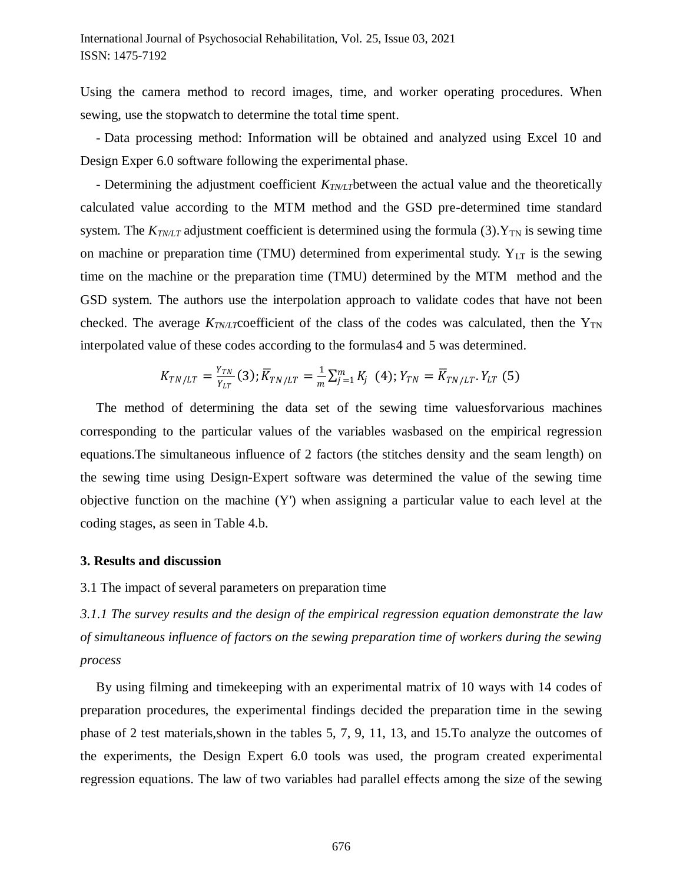Using the camera method to record images, time, and worker operating procedures. When sewing, use the stopwatch to determine the total time spent.

- Data processing method: Information will be obtained and analyzed using Excel 10 and Design Exper 6.0 software following the experimental phase.

- Determining the adjustment coefficient $K_{TN/LT}$between the actual value and the theoretically calculated value according to the MTM method and the GSD pre-determined time standard system. The $K_{TN/LT}$ adjustment coefficient is determined using the formula (3).$Y_{TN}$ is sewing time on machine or preparation time (TMU) determined from experimental study. $Y_{LT}$ is the sewing time on the machine or the preparation time (TMU) determined by the MTM method and the GSD system. The authors use the interpolation approach to validate codes that have not been checked. The average $K_{TN/LT}$coefficient of the class of the codes was calculated, then the $Y_{TN}$ interpolated value of these codes according to the formulas4 and 5 was determined.

$$K_{TN/LT} = \frac{Y_{TN}}{Y_{LT}} (3); \overline{K}_{TN/LT} = \frac{1}{m}\sum_{j=1}^{m} K_j \ (4); Y_{TN} = \overline{K}_{TN/LT}.Y_{LT} \ (5)$$

The method of determining the data set of the sewing time valuesforvarious machines corresponding to the particular values of the variables wasbased on the empirical regression equations.The simultaneous influence of 2 factors (the stitches density and the seam length) on the sewing time using Design-Expert software was determined the value of the sewing time objective function on the machine (Y') when assigning a particular value to each level at the coding stages, as seen in Table 4.b.

### 3. Results and discussion

3.1 The impact of several parameters on preparation time

*3.1.1 The survey results and the design of the empirical regression equation demonstrate the law of simultaneous influence of factors on the sewing preparation time of workers during the sewing process*

By using filming and timekeeping with an experimental matrix of 10 ways with 14 codes of preparation procedures, the experimental findings decided the preparation time in the sewing phase of 2 test materials,shown in the tables 5, 7, 9, 11, 13, and 15.To analyze the outcomes of the experiments, the Design Expert 6.0 tools was used, the program created experimental regression equations. The law of two variables had parallel effects among the size of the sewing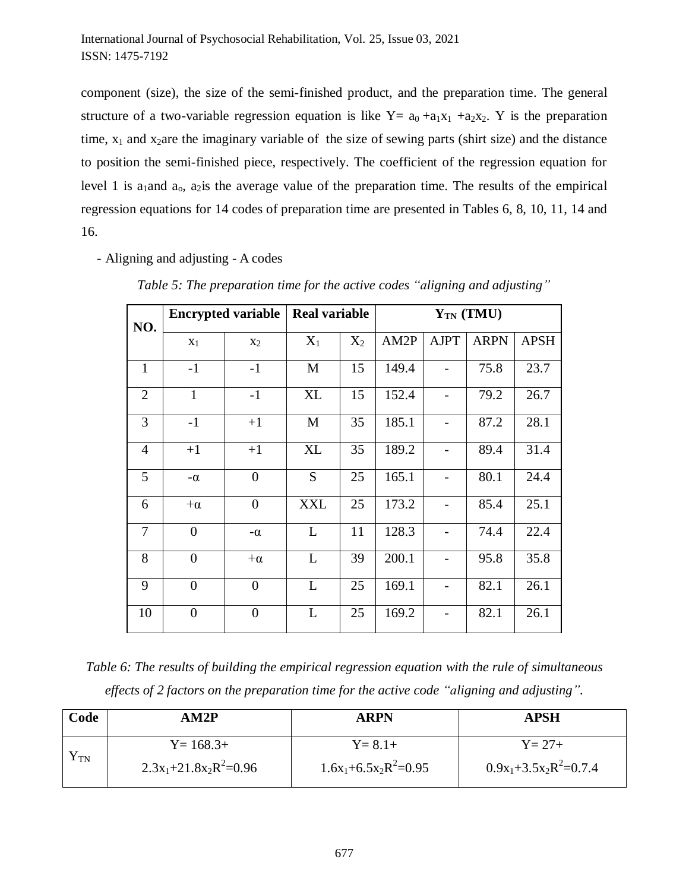component (size), the size of the semi-finished product, and the preparation time. The general structure of a two-variable regression equation is like $Y= a_0 +a_1x_1 +a_2x_2$. Y is the preparation time, $x_1$ and $x_2$are the imaginary variable of the size of sewing parts (shirt size) and the distance to position the semi-finished piece, respectively. The coefficient of the regression equation for level 1 is $a_1$and $a_o$, $a_2$is the average value of the preparation time. The results of the empirical regression equations for 14 codes of preparation time are presented in Tables 6, 8, 10, 11, 14 and 16.

- Aligning and adjusting - A codes

*Table 5: The preparation time for the active codes "aligning and adjusting"*

| NO. | Encrypted variable | | Real variable | | $Y_{TN}$ (TMU) | | | |
|---|---|---|---|---|---|---|---|---|
| | $x_1$ | $x_2$ | $X_1$ | $X_2$ | AM2P | AJPT | ARPN | APSH |
| 1 | -1 | -1 | M | 15 | 149.4 | - | 75.8 | 23.7 |
| 2 | 1 | -1 | XL | 15 | 152.4 | - | 79.2 | 26.7 |
| 3 | -1 | +1 | M | 35 | 185.1 | - | 87.2 | 28.1 |
| 4 | +1 | +1 | XL | 35 | 189.2 | - | 89.4 | 31.4 |
| 5 | -α | 0 | S | 25 | 165.1 | - | 80.1 | 24.4 |
| 6 | +α | 0 | XXL | 25 | 173.2 | - | 85.4 | 25.1 |
| 7 | 0 | -α | L | 11 | 128.3 | - | 74.4 | 22.4 |
| 8 | 0 | +α | L | 39 | 200.1 | - | 95.8 | 35.8 |
| 9 | 0 | 0 | L | 25 | 169.1 | - | 82.1 | 26.1 |
| 10 | 0 | 0 | L | 25 | 169.2 | - | 82.1 | 26.1 |

*Table 6: The results of building the empirical regression equation with the rule of simultaneous effects of 2 factors on the preparation time for the active code "aligning and adjusting".*

| Code | AM2P | ARPN | APSH |
|---|---|---|---|
| $Y_{TN}$ | $Y= 168.3+ 2.3x_1+21.8x_2 R^2=0.96$ | $Y= 8.1+ 1.6x_1+6.5x_2 R^2=0.95$ | $Y= 27+ 0.9x_1+3.5x_2 R^2=0.7.4$ |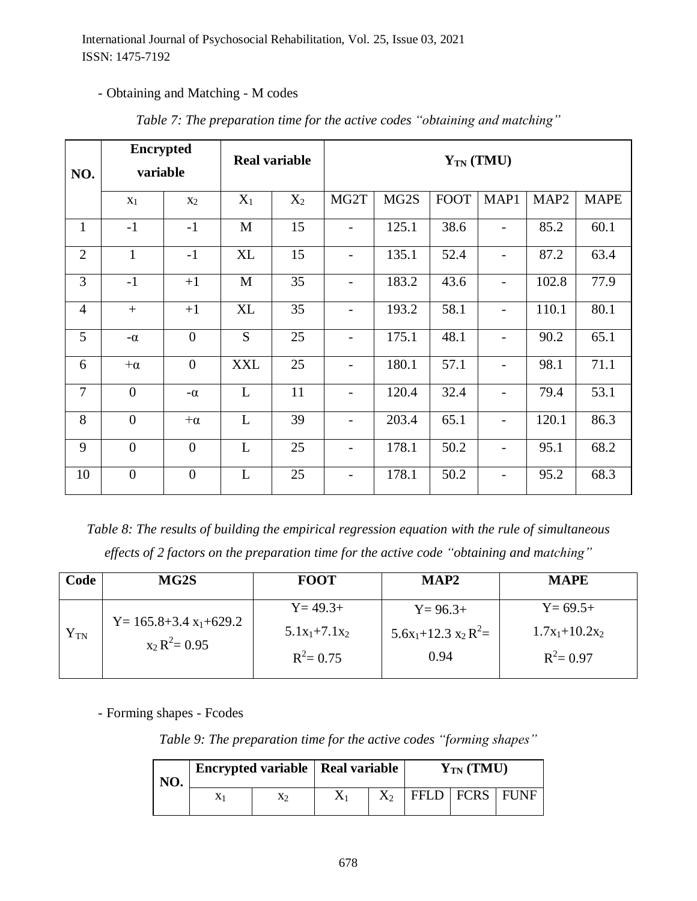- Obtaining and Matching - M codes

*Table 7: The preparation time for the active codes "obtaining and matching"*

| NO. | Encrypted variable | | Real variable | | $Y_{TN}$ (TMU) | | | | | |
|---|---|---|---|---|---|---|---|---|---|---|
| | $x_1$ | $x_2$ | $X_1$ | $X_2$ | MG2T | MG2S | FOOT | MAP1 | MAP2 | MAPE |
| 1 | -1 | -1 | M | 15 | - | 125.1 | 38.6 | - | 85.2 | 60.1 |
| 2 | 1 | -1 | XL | 15 | - | 135.1 | 52.4 | - | 87.2 | 63.4 |
| 3 | -1 | +1 | M | 35 | - | 183.2 | 43.6 | - | 102.8 | 77.9 |
| 4 | + | +1 | XL | 35 | - | 193.2 | 58.1 | - | 110.1 | 80.1 |
| 5 | -α | 0 | S | 25 | - | 175.1 | 48.1 | - | 90.2 | 65.1 |
| 6 | +α | 0 | XXL | 25 | - | 180.1 | 57.1 | - | 98.1 | 71.1 |
| 7 | 0 | -α | L | 11 | - | 120.4 | 32.4 | - | 79.4 | 53.1 |
| 8 | 0 | +α | L | 39 | - | 203.4 | 65.1 | - | 120.1 | 86.3 |
| 9 | 0 | 0 | L | 25 | - | 178.1 | 50.2 | - | 95.1 | 68.2 |
| 10 | 0 | 0 | L | 25 | - | 178.1 | 50.2 | - | 95.2 | 68.3 |

*Table 8: The results of building the empirical regression equation with the rule of simultaneous effects of 2 factors on the preparation time for the active code "obtaining and matching"*

| Code | MG2S | FOOT | MAP2 | MAPE |
|---|---|---|---|---|
| $Y_{TN}$ | $Y = 165.8 + 3.4\, x_1 + 629.2\, x_2$ $R^2 = 0.95$ | $Y = 49.3 + 5.1x_1 + 7.1x_2$ $R^2 = 0.75$ | $Y = 96.3 + 5.6x_1 + 12.3\, x_2$ $R^2 = 0.94$ | $Y = 69.5 + 1.7x_1 + 10.2x_2$ $R^2 = 0.97$ |

- Forming shapes - Fcodes

*Table 9: The preparation time for the active codes "forming shapes"*

| NO. | Encrypted variable | | Real variable | | $Y_{TN}$ (TMU) | | |
|---|---|---|---|---|---|---|---|
| | $x_1$ | $x_2$ | $X_1$ | $X_2$ | FFLD | FCRS | FUNF |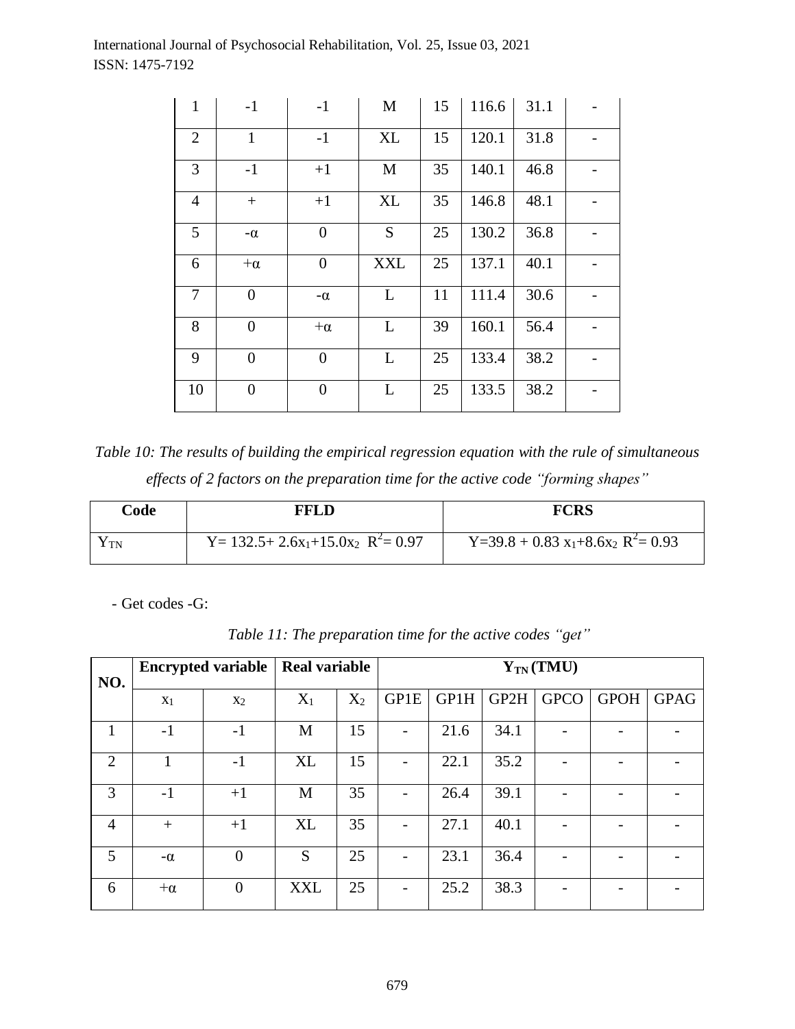| 1 | -1 | -1 | M | 15 | 116.6 | 31.1 | - |
|---|---|---|---|---|---|---|---|
| 2 | 1 | -1 | XL | 15 | 120.1 | 31.8 | - |
| 3 | -1 | +1 | M | 35 | 140.1 | 46.8 | - |
| 4 | + | +1 | XL | 35 | 146.8 | 48.1 | - |
| 5 | -α | 0 | S | 25 | 130.2 | 36.8 | - |
| 6 | +α | 0 | XXL | 25 | 137.1 | 40.1 | - |
| 7 | 0 | -α | L | 11 | 111.4 | 30.6 | - |
| 8 | 0 | +α | L | 39 | 160.1 | 56.4 | - |
| 9 | 0 | 0 | L | 25 | 133.4 | 38.2 | - |
| 10 | 0 | 0 | L | 25 | 133.5 | 38.2 | - |

*Table 10: The results of building the empirical regression equation with the rule of simultaneous effects of 2 factors on the preparation time for the active code "forming shapes"*

| Code | FFLD | FCRS |
|---|---|---|
| $Y_{TN}$ | $Y= 132.5+ 2.6x_1+15.0x_2$  $R^2= 0.97$ | $Y=39.8 + 0.83\ x_1+8.6x_2$  $R^2= 0.93$ |

- Get codes -G:

*Table 11: The preparation time for the active codes "get"*

| NO. | Encrypted variable | | Real variable | | $Y_{TN}$ (TMU) | | | | | |
|---|---|---|---|---|---|---|---|---|---|---|
| | $x_1$ | $x_2$ | $X_1$ | $X_2$ | GP1E | GP1H | GP2H | GPCO | GPOH | GPAG |
| 1 | -1 | -1 | M | 15 | - | 21.6 | 34.1 | - | - | - |
| 2 | 1 | -1 | XL | 15 | - | 22.1 | 35.2 | - | - | - |
| 3 | -1 | +1 | M | 35 | - | 26.4 | 39.1 | - | - | - |
| 4 | + | +1 | XL | 35 | - | 27.1 | 40.1 | - | - | - |
| 5 | -α | 0 | S | 25 | - | 23.1 | 36.4 | - | - | - |
| 6 | +α | 0 | XXL | 25 | - | 25.2 | 38.3 | - | - | - |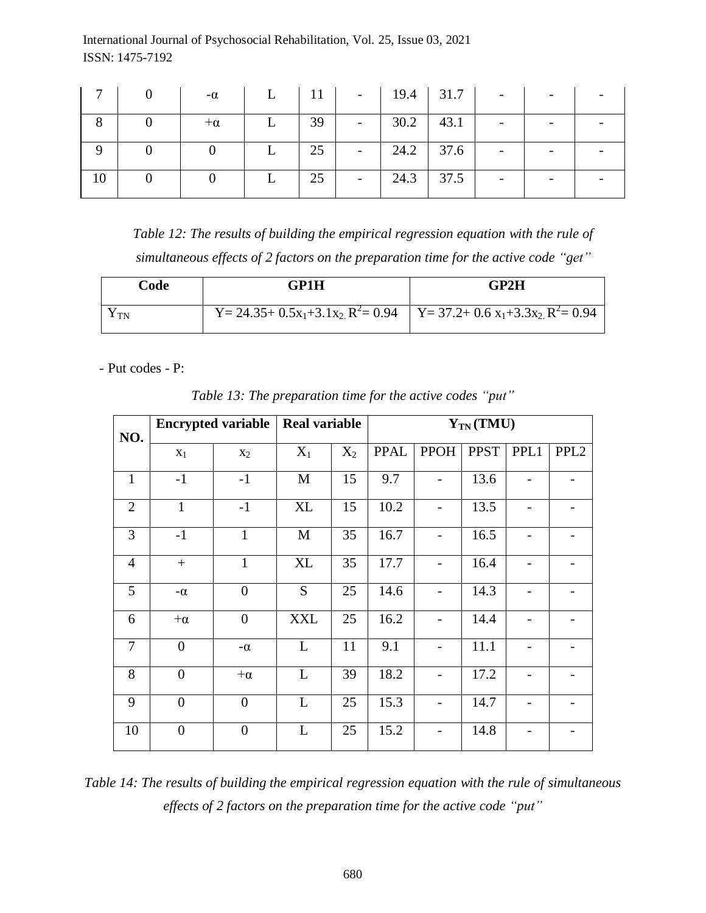| 7 | 0 | -α | L | 11 | - | 19.4 | 31.7 | - | - | - |
|---|---|---|---|---|---|---|---|---|---|---|
| 8 | 0 | +α | L | 39 | - | 30.2 | 43.1 | - | - | - |
| 9 | 0 | 0 | L | 25 | - | 24.2 | 37.6 | - | - | - |
| 10 | 0 | 0 | L | 25 | - | 24.3 | 37.5 | - | - | - |

*Table 12: The results of building the empirical regression equation with the rule of simultaneous effects of 2 factors on the preparation time for the active code "get"*

| Code | GP1H | GP2H |
|---|---|---|
| $Y_{TN}$ | $Y= 24.35+ 0.5x_1+3.1x_2$, $R^2= 0.94$ | $Y= 37.2+ 0.6 x_1+3.3x_2$, $R^2= 0.94$ |

- Put codes - P:

*Table 13: The preparation time for the active codes "put"*

| NO. | Encrypted variable | | Real variable | | $Y_{TN}$ (TMU) | | | | |
|---|---|---|---|---|---|---|---|---|---|
| | $x_1$ | $x_2$ | $X_1$ | $X_2$ | PPAL | PPOH | PPST | PPL1 | PPL2 |
| 1 | -1 | -1 | M | 15 | 9.7 | - | 13.6 | - | - |
| 2 | 1 | -1 | XL | 15 | 10.2 | - | 13.5 | - | - |
| 3 | -1 | 1 | M | 35 | 16.7 | - | 16.5 | - | - |
| 4 | + | 1 | XL | 35 | 17.7 | - | 16.4 | - | - |
| 5 | -α | 0 | S | 25 | 14.6 | - | 14.3 | - | - |
| 6 | +α | 0 | XXL | 25 | 16.2 | - | 14.4 | - | - |
| 7 | 0 | -α | L | 11 | 9.1 | - | 11.1 | - | - |
| 8 | 0 | +α | L | 39 | 18.2 | - | 17.2 | - | - |
| 9 | 0 | 0 | L | 25 | 15.3 | - | 14.7 | - | - |
| 10 | 0 | 0 | L | 25 | 15.2 | - | 14.8 | - | - |

*Table 14: The results of building the empirical regression equation with the rule of simultaneous effects of 2 factors on the preparation time for the active code "put"*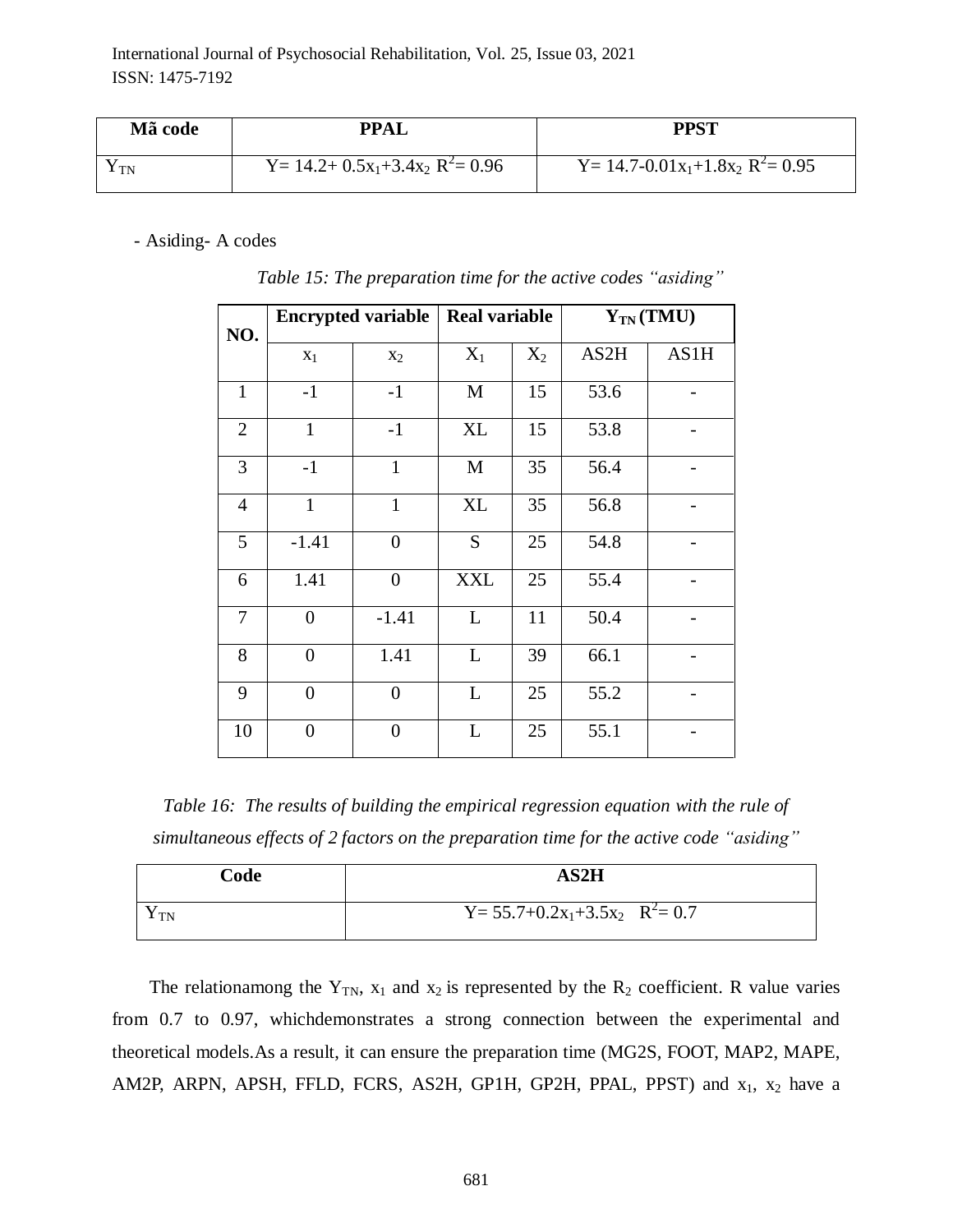| Mã code | PPAL | PPST |
|---|---|---|
| $Y_{TN}$ | $Y= 14.2+ 0.5x_1+3.4x_2$ $R^2= 0.96$ | $Y= 14.7-0.01x_1+1.8x_2$ $R^2= 0.95$ |

- Asiding- A codes

*Table 15: The preparation time for the active codes "asiding"*

| NO. | Encrypted variable | | Real variable | | $Y_{TN}$ (TMU) | |
|---|---|---|---|---|---|---|
| | $x_1$ | $x_2$ | $X_1$ | $X_2$ | AS2H | AS1H |
| 1 | -1 | -1 | M | 15 | 53.6 | - |
| 2 | 1 | -1 | XL | 15 | 53.8 | - |
| 3 | -1 | 1 | M | 35 | 56.4 | - |
| 4 | 1 | 1 | XL | 35 | 56.8 | - |
| 5 | -1.41 | 0 | S | 25 | 54.8 | - |
| 6 | 1.41 | 0 | XXL | 25 | 55.4 | - |
| 7 | 0 | -1.41 | L | 11 | 50.4 | - |
| 8 | 0 | 1.41 | L | 39 | 66.1 | - |
| 9 | 0 | 0 | L | 25 | 55.2 | - |
| 10 | 0 | 0 | L | 25 | 55.1 | - |

*Table 16: The results of building the empirical regression equation with the rule of simultaneous effects of 2 factors on the preparation time for the active code "asiding"*

| Code | AS2H |
|---|---|
| $Y_{TN}$ | $Y= 55.7+0.2x_1+3.5x_2$ $R^2= 0.7$ |

The relationamong the $Y_{TN}$, $x_1$ and $x_2$ is represented by the $R_2$ coefficient. R value varies from 0.7 to 0.97, whichdemonstrates a strong connection between the experimental and theoretical models.As a result, it can ensure the preparation time (MG2S, FOOT, MAP2, MAPE, AM2P, ARPN, APSH, FFLD, FCRS, AS2H, GP1H, GP2H, PPAL, PPST) and $x_1$, $x_2$ have a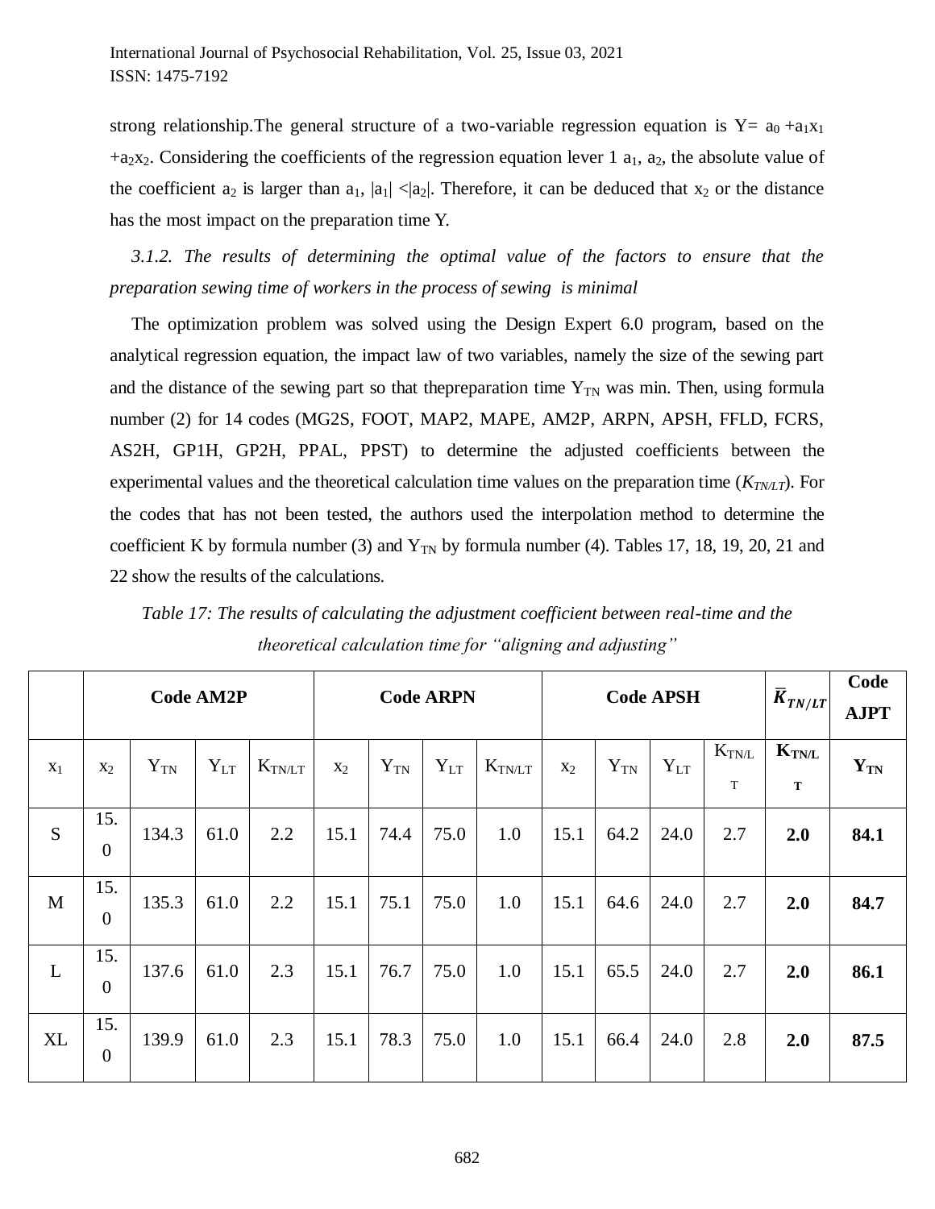strong relationship.The general structure of a two-variable regression equation is $Y= a_0 +a_1x_1 +a_2x_2$. Considering the coefficients of the regression equation lever 1 $a_1$, $a_2$, the absolute value of the coefficient $a_2$ is larger than $a_1$, $|a_1| <|a_2|$. Therefore, it can be deduced that $x_2$ or the distance has the most impact on the preparation time Y.

*3.1.2. The results of determining the optimal value of the factors to ensure that the preparation sewing time of workers in the process of sewing is minimal*

The optimization problem was solved using the Design Expert 6.0 program, based on the analytical regression equation, the impact law of two variables, namely the size of the sewing part and the distance of the sewing part so that thepreparation time $Y_{TN}$ was min. Then, using formula number (2) for 14 codes (MG2S, FOOT, MAP2, MAPE, AM2P, ARPN, APSH, FFLD, FCRS, AS2H, GP1H, GP2H, PPAL, PPST) to determine the adjusted coefficients between the experimental values and the theoretical calculation time values on the preparation time ($K_{TN/LT}$). For the codes that has not been tested, the authors used the interpolation method to determine the coefficient K by formula number (3) and $Y_{TN}$ by formula number (4). Tables 17, 18, 19, 20, 21 and 22 show the results of the calculations.

*Table 17: The results of calculating the adjustment coefficient between real-time and the theoretical calculation time for "aligning and adjusting"*

| | Code AM2P | | | | Code ARPN | | | | Code APSH | | | | $\overline{K}_{TN/LT}$ | Code AJPT |
|---|---|---|---|---|---|---|---|---|---|---|---|---|---|---|
| $x_1$ | $x_2$ | $Y_{TN}$ | $Y_{LT}$ | $K_{TN/LT}$ | $x_2$ | $Y_{TN}$ | $Y_{LT}$ | $K_{TN/LT}$ | $x_2$ | $Y_{TN}$ | $Y_{LT}$ | $K_{TN/LT}$ | **$K_{TN/LT}$** | **$Y_{TN}$** |
| S | 15.0 | 134.3 | 61.0 | 2.2 | 15.1 | 74.4 | 75.0 | 1.0 | 15.1 | 64.2 | 24.0 | 2.7 | **2.0** | **84.1** |
| M | 15.0 | 135.3 | 61.0 | 2.2 | 15.1 | 75.1 | 75.0 | 1.0 | 15.1 | 64.6 | 24.0 | 2.7 | **2.0** | **84.7** |
| L | 15.0 | 137.6 | 61.0 | 2.3 | 15.1 | 76.7 | 75.0 | 1.0 | 15.1 | 65.5 | 24.0 | 2.7 | **2.0** | **86.1** |
| XL | 15.0 | 139.9 | 61.0 | 2.3 | 15.1 | 78.3 | 75.0 | 1.0 | 15.1 | 66.4 | 24.0 | 2.8 | **2.0** | **87.5** |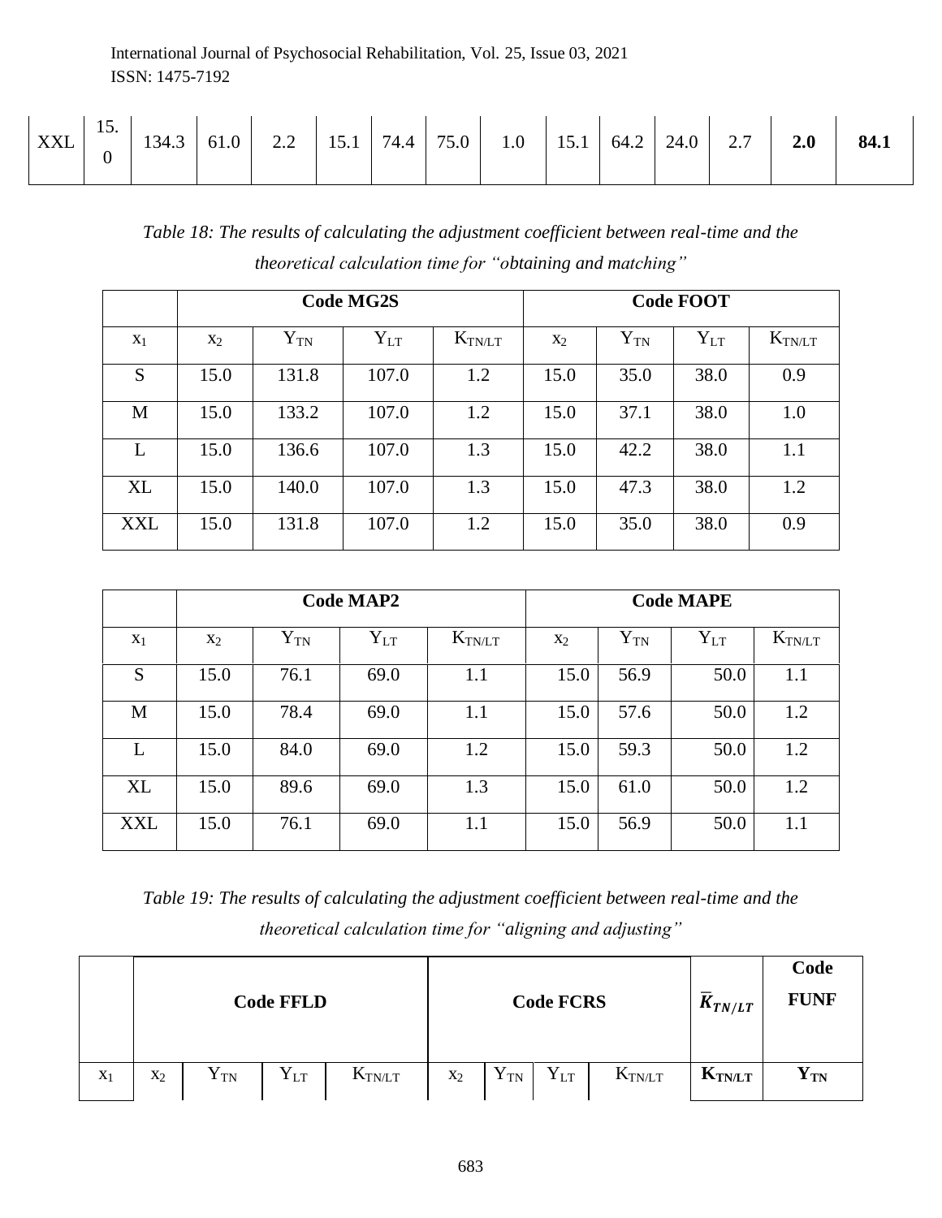| XXL | 15.0 | 134.3 | 61.0 | 2.2 | 15.1 | 74.4 | 75.0 | 1.0 | 15.1 | 64.2 | 24.0 | 2.7 | **2.0** | **84.1** |
|---|---|---|---|---|---|---|---|---|---|---|---|---|---|---|

*Table 18: The results of calculating the adjustment coefficient between real-time and the theoretical calculation time for "obtaining and matching"*

| | **Code MG2S** | | | | **Code FOOT** | | | |
|---|---|---|---|---|---|---|---|---|
| $x_1$ | $x_2$ | $Y_{TN}$ | $Y_{LT}$ | $K_{TN/LT}$ | $x_2$ | $Y_{TN}$ | $Y_{LT}$ | $K_{TN/LT}$ |
| S | 15.0 | 131.8 | 107.0 | 1.2 | 15.0 | 35.0 | 38.0 | 0.9 |
| M | 15.0 | 133.2 | 107.0 | 1.2 | 15.0 | 37.1 | 38.0 | 1.0 |
| L | 15.0 | 136.6 | 107.0 | 1.3 | 15.0 | 42.2 | 38.0 | 1.1 |
| XL | 15.0 | 140.0 | 107.0 | 1.3 | 15.0 | 47.3 | 38.0 | 1.2 |
| XXL | 15.0 | 131.8 | 107.0 | 1.2 | 15.0 | 35.0 | 38.0 | 0.9 |

| | **Code MAP2** | | | | **Code MAPE** | | | |
|---|---|---|---|---|---|---|---|---|
| $x_1$ | $x_2$ | $Y_{TN}$ | $Y_{LT}$ | $K_{TN/LT}$ | $x_2$ | $Y_{TN}$ | $Y_{LT}$ | $K_{TN/LT}$ |
| S | 15.0 | 76.1 | 69.0 | 1.1 | 15.0 | 56.9 | 50.0 | 1.1 |
| M | 15.0 | 78.4 | 69.0 | 1.1 | 15.0 | 57.6 | 50.0 | 1.2 |
| L | 15.0 | 84.0 | 69.0 | 1.2 | 15.0 | 59.3 | 50.0 | 1.2 |
| XL | 15.0 | 89.6 | 69.0 | 1.3 | 15.0 | 61.0 | 50.0 | 1.2 |
| XXL | 15.0 | 76.1 | 69.0 | 1.1 | 15.0 | 56.9 | 50.0 | 1.1 |

*Table 19: The results of calculating the adjustment coefficient between real-time and the theoretical calculation time for "aligning and adjusting"*

| | **Code FFLD** | | | | **Code FCRS** | | | | $\bar{K}_{TN/LT}$ | **Code FUNF** |
|---|---|---|---|---|---|---|---|---|---|---|
| $x_1$ | $x_2$ | $Y_{TN}$ | $Y_{LT}$ | $K_{TN/LT}$ | $x_2$ | $Y_{TN}$ | $Y_{LT}$ | $K_{TN/LT}$ | $\mathbf{K_{TN/LT}}$ | $\mathbf{Y_{TN}}$ |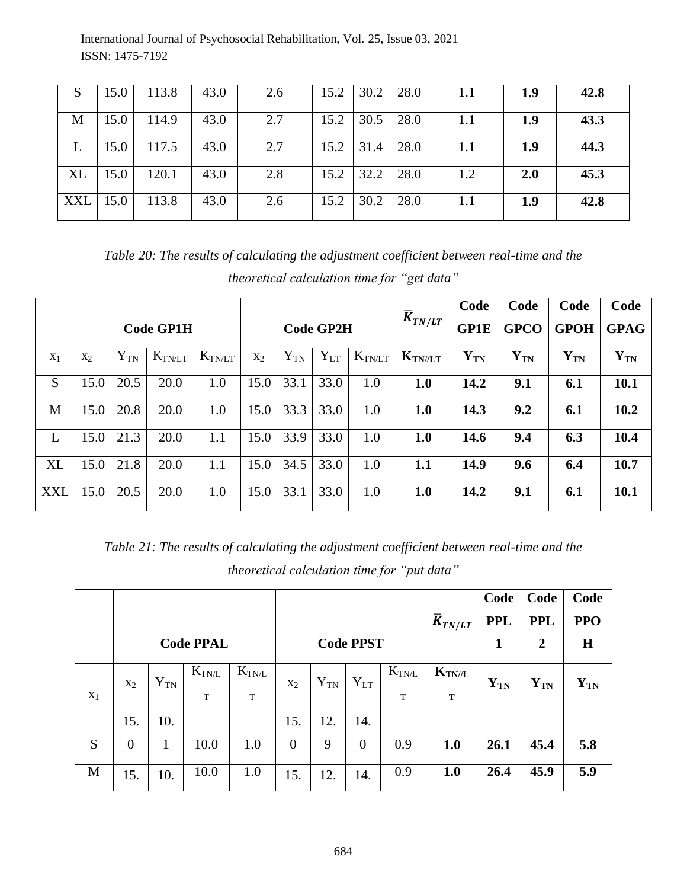| S | 15.0 | 113.8 | 43.0 | 2.6 | 15.2 | 30.2 | 28.0 | 1.1 | **1.9** | **42.8** |
|---|---|---|---|---|---|---|---|---|---|---|
| M | 15.0 | 114.9 | 43.0 | 2.7 | 15.2 | 30.5 | 28.0 | 1.1 | **1.9** | **43.3** |
| L | 15.0 | 117.5 | 43.0 | 2.7 | 15.2 | 31.4 | 28.0 | 1.1 | **1.9** | **44.3** |
| XL | 15.0 | 120.1 | 43.0 | 2.8 | 15.2 | 32.2 | 28.0 | 1.2 | **2.0** | **45.3** |
| XXL | 15.0 | 113.8 | 43.0 | 2.6 | 15.2 | 30.2 | 28.0 | 1.1 | **1.9** | **42.8** |

*Table 20: The results of calculating the adjustment coefficient between real-time and the theoretical calculation time for "get data"*

| | **Code GP1H** | | | | **Code GP2H** | | | | $\bar{K}_{TN/LT}$ | **Code GP1E** | **Code GPCO** | **Code GPOH** | **Code GPAG** |
|---|---|---|---|---|---|---|---|---|---|---|---|---|---|
| $x_1$ | $x_2$ | $Y_{TN}$ | $K_{TN/LT}$ | $K_{TN/LT}$ | $x_2$ | $Y_{TN}$ | $Y_{LT}$ | $K_{TN/LT}$ | $\mathbf{K_{TN//LT}}$ | $\mathbf{Y_{TN}}$ | $\mathbf{Y_{TN}}$ | $\mathbf{Y_{TN}}$ | $\mathbf{Y_{TN}}$ |
| S | 15.0 | 20.5 | 20.0 | 1.0 | 15.0 | 33.1 | 33.0 | 1.0 | **1.0** | **14.2** | **9.1** | **6.1** | **10.1** |
| M | 15.0 | 20.8 | 20.0 | 1.0 | 15.0 | 33.3 | 33.0 | 1.0 | **1.0** | **14.3** | **9.2** | **6.1** | **10.2** |
| L | 15.0 | 21.3 | 20.0 | 1.1 | 15.0 | 33.9 | 33.0 | 1.0 | **1.0** | **14.6** | **9.4** | **6.3** | **10.4** |
| XL | 15.0 | 21.8 | 20.0 | 1.1 | 15.0 | 34.5 | 33.0 | 1.0 | **1.1** | **14.9** | **9.6** | **6.4** | **10.7** |
| XXL | 15.0 | 20.5 | 20.0 | 1.0 | 15.0 | 33.1 | 33.0 | 1.0 | **1.0** | **14.2** | **9.1** | **6.1** | **10.1** |

*Table 21: The results of calculating the adjustment coefficient between real-time and the theoretical calculation time for "put data"*

| | **Code PPAL** | | | | **Code PPST** | | | | $\bar{K}_{TN/LT}$ | **Code PPL 1** | **Code PPL 2** | **Code PPO H** |
|---|---|---|---|---|---|---|---|---|---|---|---|---|
| $x_1$ | $x_2$ | $Y_{TN}$ | $K_{TN/LT}$ | $K_{TN/LT}$ | $x_2$ | $Y_{TN}$ | $Y_{LT}$ | $K_{TN/LT}$ | $\mathbf{K_{TN//LT}}$ | $\mathbf{Y_{TN}}$ | $\mathbf{Y_{TN}}$ | $\mathbf{Y_{TN}}$ |
| S | 15.0 | 10.1 | 10.0 | 1.0 | 15.0 | 12.9 | 14.0 | 0.9 | **1.0** | **26.1** | **45.4** | **5.8** |
| M | 15. | 10. | 10.0 | 1.0 | 15. | 12. | 14. | 0.9 | **1.0** | **26.4** | **45.9** | **5.9** |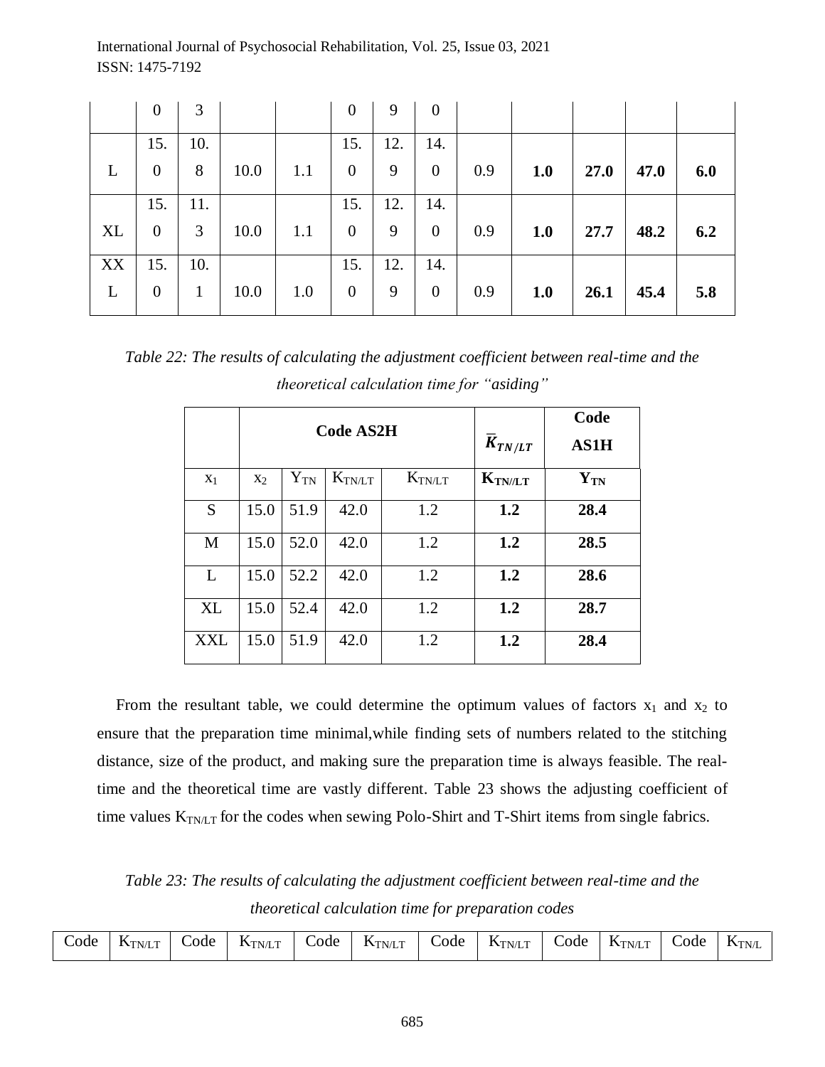|  | 0 | 3 |  |  | 0 | 9 | 0 |  |  |  |  |  |
|---|---|---|---|---|---|---|---|---|---|---|---|---|
| L | 15.0 | 10.8 | 10.0 | 1.1 | 15.0 | 12.9 | 14.0 | 0.9 | **1.0** | **27.0** | **47.0** | **6.0** |
| XL | 15.0 | 11.3 | 10.0 | 1.1 | 15.0 | 12.9 | 14.0 | 0.9 | **1.0** | **27.7** | **48.2** | **6.2** |
| XXL | 15.0 | 10.1 | 10.0 | 1.0 | 15.0 | 12.9 | 14.0 | 0.9 | **1.0** | **26.1** | **45.4** | **5.8** |

*Table 22: The results of calculating the adjustment coefficient between real-time and the theoretical calculation time for "asiding"*

|  | **Code AS2H** |  |  |  | $\bar{K}_{TN/LT}$ | **Code AS1H** |
|---|---|---|---|---|---|---|
| $x_1$ | $x_2$ | $Y_{TN}$ | $K_{TN/LT}$ | $K_{TN/LT}$ | $\mathbf{K_{TN/LT}}$ | $\mathbf{Y_{TN}}$ |
| S | 15.0 | 51.9 | 42.0 | 1.2 | **1.2** | **28.4** |
| M | 15.0 | 52.0 | 42.0 | 1.2 | **1.2** | **28.5** |
| L | 15.0 | 52.2 | 42.0 | 1.2 | **1.2** | **28.6** |
| XL | 15.0 | 52.4 | 42.0 | 1.2 | **1.2** | **28.7** |
| XXL | 15.0 | 51.9 | 42.0 | 1.2 | **1.2** | **28.4** |

From the resultant table, we could determine the optimum values of factors $x_1$ and $x_2$ to ensure that the preparation time minimal,while finding sets of numbers related to the stitching distance, size of the product, and making sure the preparation time is always feasible. The real-time and the theoretical time are vastly different. Table 23 shows the adjusting coefficient of time values $K_{TN/LT}$ for the codes when sewing Polo-Shirt and T-Shirt items from single fabrics.

*Table 23: The results of calculating the adjustment coefficient between real-time and the theoretical calculation time for preparation codes*

| Code | $K_{TN/LT}$ | Code | $K_{TN/LT}$ | Code | $K_{TN/LT}$ | Code | $K_{TN/LT}$ | Code | $K_{TN/LT}$ | Code | $K_{TN/L}$ |
|---|---|---|---|---|---|---|---|---|---|---|---|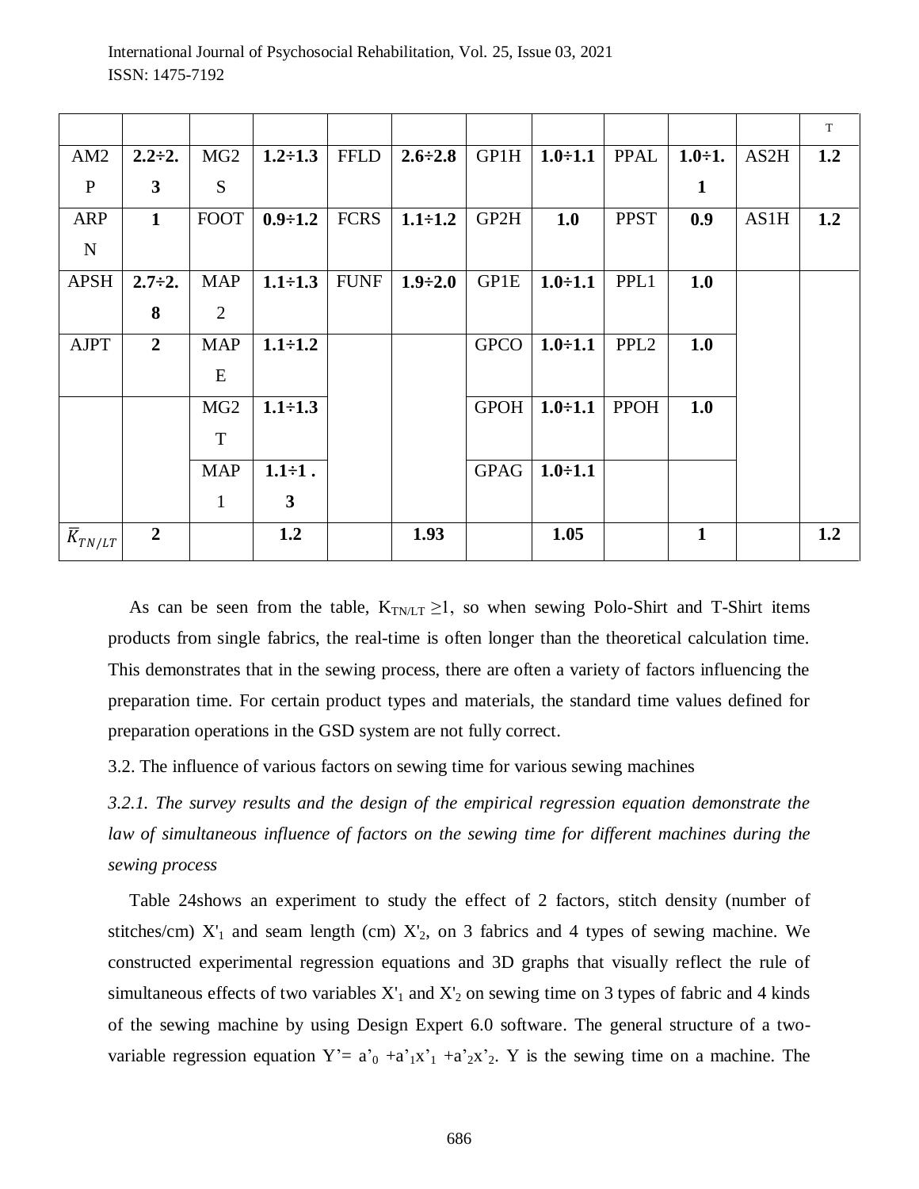| | | | | | | | | | | | T |
|---|---|---|---|---|---|---|---|---|---|---|---|
| AM2P | **2.2÷2.3** | MG2S | **1.2÷1.3** | FFLD | **2.6÷2.8** | GP1H | **1.0÷1.1** | PPAL | **1.0÷1.1** | AS2H | **1.2** |
| ARPN | **1** | FOOT | **0.9÷1.2** | FCRS | **1.1÷1.2** | GP2H | **1.0** | PPST | **0.9** | AS1H | **1.2** |
| APSH | **2.7÷2.8** | MAP2 | **1.1÷1.3** | FUNF | **1.9÷2.0** | GP1E | **1.0÷1.1** | PPL1 | **1.0** | | |
| AJPT | **2** | MAPE | **1.1÷1.2** | | | GPCO | **1.0÷1.1** | PPL2 | **1.0** | | |
| | | MG2T | **1.1÷1.3** | | | GPOH | **1.0÷1.1** | PPOH | **1.0** | | |
| | | MAP1 | **1.1÷1.3** | | | GPAG | **1.0÷1.1** | | | | |
| $\overline{K}_{TN/LT}$ | **2** | | **1.2** | | **1.93** | | **1.05** | | **1** | | **1.2** |

As can be seen from the table, $K_{TN/LT} \geq 1$, so when sewing Polo-Shirt and T-Shirt items products from single fabrics, the real-time is often longer than the theoretical calculation time. This demonstrates that in the sewing process, there are often a variety of factors influencing the preparation time. For certain product types and materials, the standard time values defined for preparation operations in the GSD system are not fully correct.

3.2. The influence of various factors on sewing time for various sewing machines

*3.2.1. The survey results and the design of the empirical regression equation demonstrate the law of simultaneous influence of factors on the sewing time for different machines during the sewing process*

Table 24shows an experiment to study the effect of 2 factors, stitch density (number of stitches/cm) $X'_1$ and seam length (cm) $X'_2$, on 3 fabrics and 4 types of sewing machine. We constructed experimental regression equations and 3D graphs that visually reflect the rule of simultaneous effects of two variables $X'_1$ and $X'_2$ on sewing time on 3 types of fabric and 4 kinds of the sewing machine by using Design Expert 6.0 software. The general structure of a two-variable regression equation $Y' = a'_0 + a'_1 x'_1 + a'_2 x'_2$. Y is the sewing time on a machine. The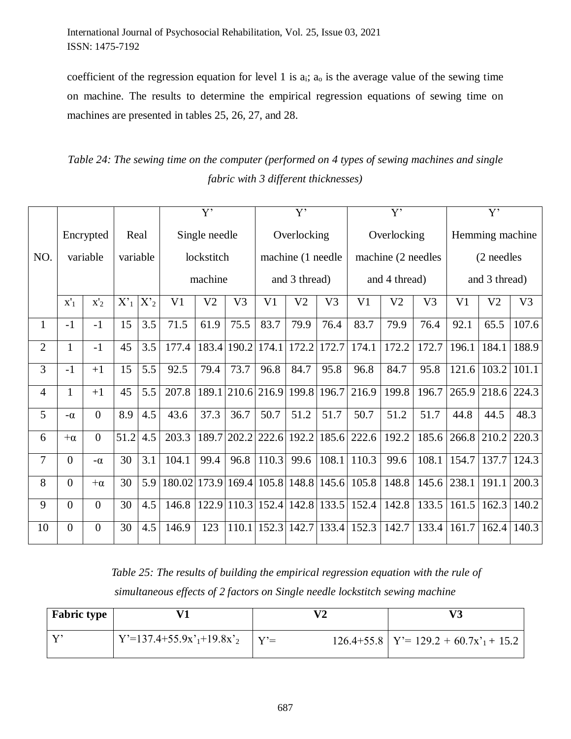coefficient of the regression equation for level 1 is $a_i$; $a_o$ is the average value of the sewing time on machine. The results to determine the empirical regression equations of sewing time on machines are presented in tables 25, 26, 27, and 28.

*Table 24: The sewing time on the computer (performed on 4 types of sewing machines and single fabric with 3 different thicknesses)*

| NO. | Encrypted variable | | Real variable | | Y' Single needle lockstitch machine | | | Y' Overlocking machine (1 needle and 3 thread) | | | Y' Overlocking machine (2 needles and 4 thread) | | | Y' Hemming machine (2 needles and 3 thread) | | |
|---|---|---|---|---|---|---|---|---|---|---|---|---|---|---|---|---|
| | $x'_1$ | $x'_2$ | $X'_1$ | $X'_2$ | V1 | V2 | V3 | V1 | V2 | V3 | V1 | V2 | V3 | V1 | V2 | V3 |
| 1 | -1 | -1 | 15 | 3.5 | 71.5 | 61.9 | 75.5 | 83.7 | 79.9 | 76.4 | 83.7 | 79.9 | 76.4 | 92.1 | 65.5 | 107.6 |
| 2 | 1 | -1 | 45 | 3.5 | 177.4 | 183.4 | 190.2 | 174.1 | 172.2 | 172.7 | 174.1 | 172.2 | 172.7 | 196.1 | 184.1 | 188.9 |
| 3 | -1 | +1 | 15 | 5.5 | 92.5 | 79.4 | 73.7 | 96.8 | 84.7 | 95.8 | 96.8 | 84.7 | 95.8 | 121.6 | 103.2 | 101.1 |
| 4 | 1 | +1 | 45 | 5.5 | 207.8 | 189.1 | 210.6 | 216.9 | 199.8 | 196.7 | 216.9 | 199.8 | 196.7 | 265.9 | 218.6 | 224.3 |
| 5 | $-\alpha$ | 0 | 8.9 | 4.5 | 43.6 | 37.3 | 36.7 | 50.7 | 51.2 | 51.7 | 50.7 | 51.2 | 51.7 | 44.8 | 44.5 | 48.3 |
| 6 | $+\alpha$ | 0 | 51.2 | 4.5 | 203.3 | 189.7 | 202.2 | 222.6 | 192.2 | 185.6 | 222.6 | 192.2 | 185.6 | 266.8 | 210.2 | 220.3 |
| 7 | 0 | $-\alpha$ | 30 | 3.1 | 104.1 | 99.4 | 96.8 | 110.3 | 99.6 | 108.1 | 110.3 | 99.6 | 108.1 | 154.7 | 137.7 | 124.3 |
| 8 | 0 | $+\alpha$ | 30 | 5.9 | 180.02 | 173.9 | 169.4 | 105.8 | 148.8 | 145.6 | 105.8 | 148.8 | 145.6 | 238.1 | 191.1 | 200.3 |
| 9 | 0 | 0 | 30 | 4.5 | 146.8 | 122.9 | 110.3 | 152.4 | 142.8 | 133.5 | 152.4 | 142.8 | 133.5 | 161.5 | 162.3 | 140.2 |
| 10 | 0 | 0 | 30 | 4.5 | 146.9 | 123 | 110.1 | 152.3 | 142.7 | 133.4 | 152.3 | 142.7 | 133.4 | 161.7 | 162.4 | 140.3 |

*Table 25: The results of building the empirical regression equation with the rule of simultaneous effects of 2 factors on Single needle lockstitch sewing machine*

| **Fabric type** | **V1** | **V2** | **V3** |
|---|---|---|---|
| Y' | $Y'=137.4+55.9x'_1+19.8x'_2$ | $Y'= 126.4+55.8$ | $Y'= 129.2 + 60.7x'_1 + 15.2$ |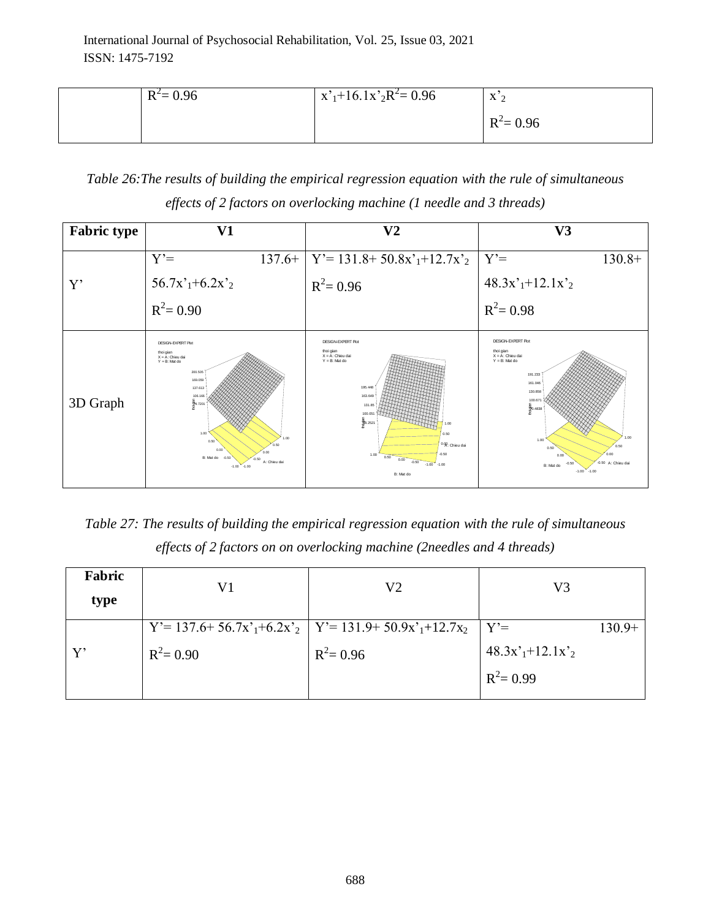| | $R^2$= 0.96 | $x'_1$+16.1$x'_2$$R^2$= 0.96 | $x'_2$ $R^2$= 0.96 |
|---|---|---|---|

*Table 26:The results of building the empirical regression equation with the rule of simultaneous effects of 2 factors on overlocking machine (1 needle and 3 threads)*

| Fabric type | V1 | V2 | V3 |
|---|---|---|---|
| Y' | $Y' = 137.6 + 56.7x'_1 + 6.2x'_2$ $R^2 = 0.90$ | $Y' = 131.8 + 50.8x'_1 + 12.7x'_2$ $R^2 = 0.96$ | $Y' = 130.8 + 48.3x'_1 + 12.1x'_2$ $R^2 = 0.98$ |
| 3D Graph | | | |

*Table 27: The results of building the empirical regression equation with the rule of simultaneous effects of 2 factors on on overlocking machine (2needles and 4 threads)*

| Fabric type | V1 | V2 | V3 |
|---|---|---|---|
| Y' | $Y' = 137.6 + 56.7x'_1 + 6.2x'_2$ $R^2 = 0.90$ | $Y' = 131.9 + 50.9x'_1 + 12.7x_2$ $R^2 = 0.96$ | $Y' = 130.9 + 48.3x'_1 + 12.1x'_2$ $R^2 = 0.99$ |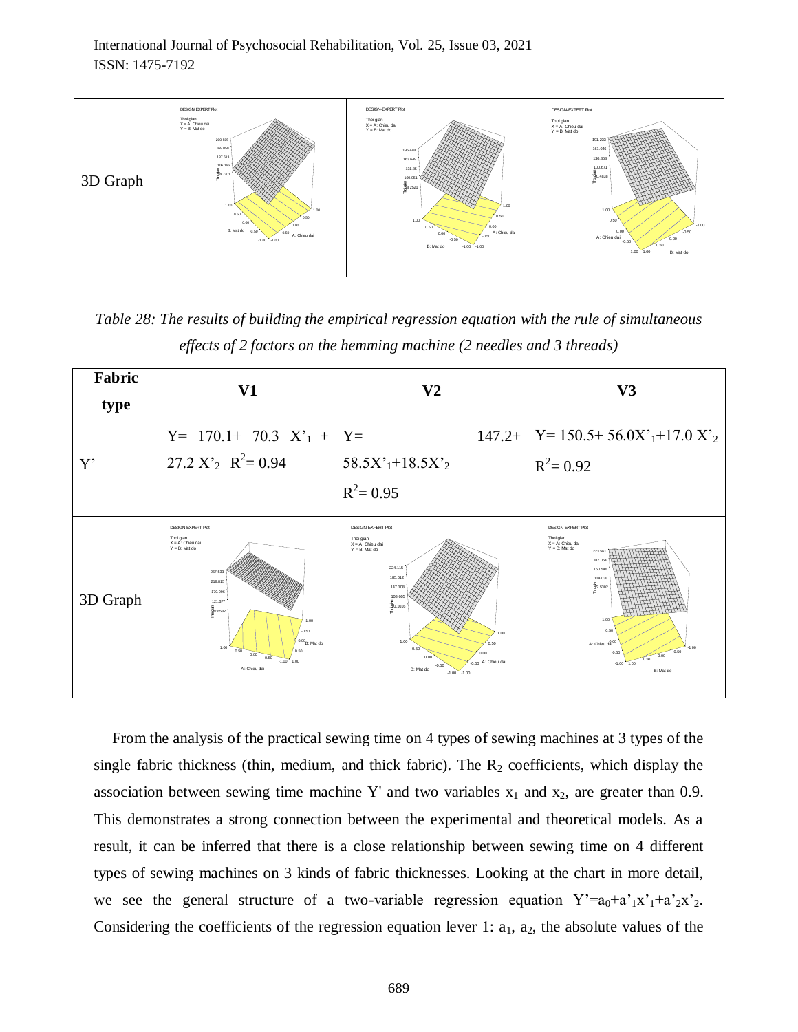| 3D Graph | | | |
|---|---|---|---|

*Table 28: The results of building the empirical regression equation with the rule of simultaneous effects of 2 factors on the hemming machine (2 needles and 3 threads)*

| **Fabric type** | **V1** | **V2** | **V3** |
|---|---|---|---|
| Y' | $Y = 170.1 + 70.3\ X'_1 + 27.2\ X'_2$ $R^2 = 0.94$ | $Y = 147.2 + 58.5X'_1 + 18.5X'_2$ $R^2 = 0.95$ | $Y = 150.5 + 56.0X'_1 + 17.0\ X'_2$ $R^2 = 0.92$ |
| 3D Graph | | | |

From the analysis of the practical sewing time on 4 types of sewing machines at 3 types of the single fabric thickness (thin, medium, and thick fabric). The $R_2$ coefficients, which display the association between sewing time machine Y' and two variables $x_1$ and $x_2$, are greater than 0.9. This demonstrates a strong connection between the experimental and theoretical models. As a result, it can be inferred that there is a close relationship between sewing time on 4 different types of sewing machines on 3 kinds of fabric thicknesses. Looking at the chart in more detail, we see the general structure of a two-variable regression equation $Y' = a_0 + a'_1 x'_1 + a'_2 x'_2$. Considering the coefficients of the regression equation lever 1: $a_1$, $a_2$, the absolute values of the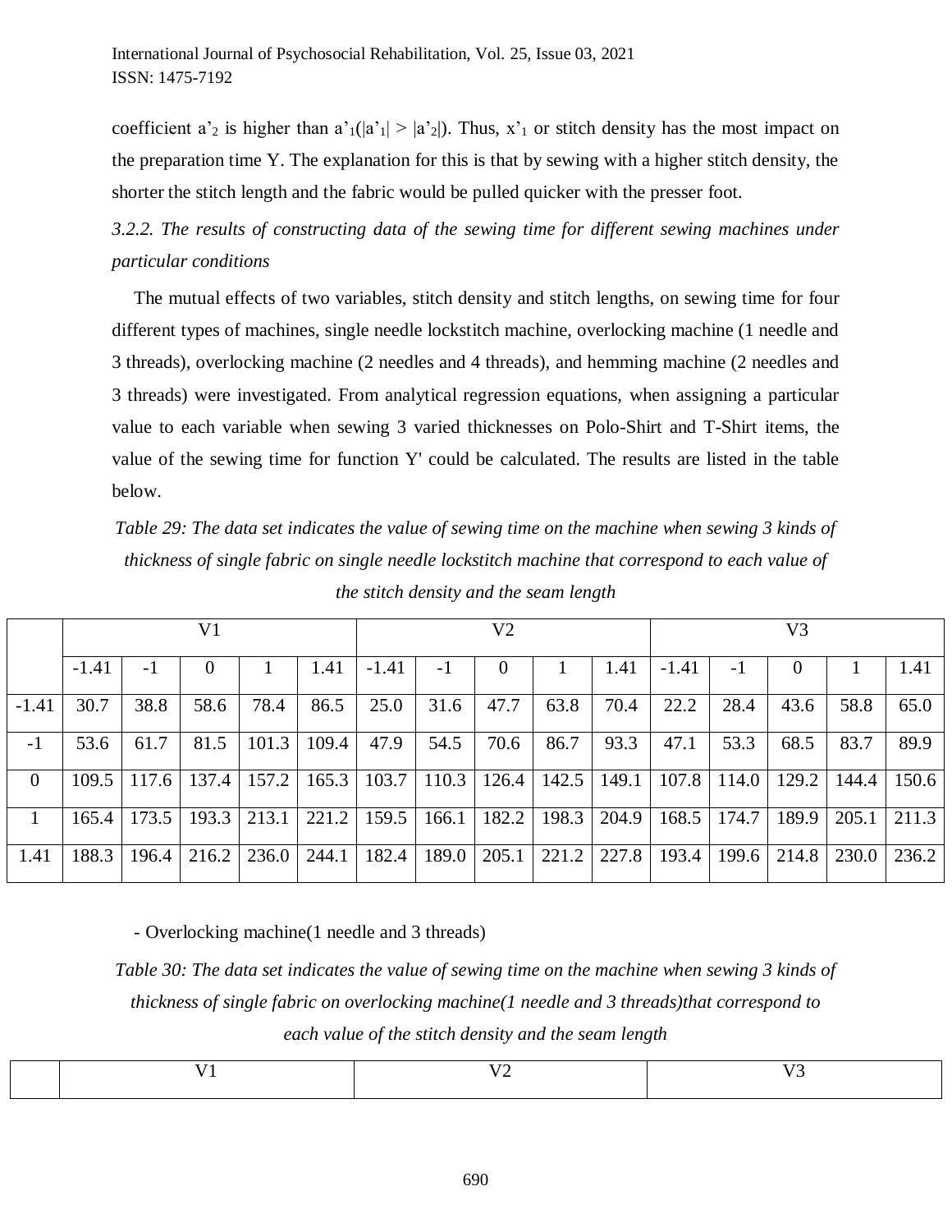coefficient $a'_2$ is higher than $a'_1$($|a'_1| > |a'_2|$). Thus, $x'_1$ or stitch density has the most impact on the preparation time Y. The explanation for this is that by sewing with a higher stitch density, the shorter the stitch length and the fabric would be pulled quicker with the presser foot.

*3.2.2. The results of constructing data of the sewing time for different sewing machines under particular conditions*

The mutual effects of two variables, stitch density and stitch lengths, on sewing time for four different types of machines, single needle lockstitch machine, overlocking machine (1 needle and 3 threads), overlocking machine (2 needles and 4 threads), and hemming machine (2 needles and 3 threads) were investigated. From analytical regression equations, when assigning a particular value to each variable when sewing 3 varied thicknesses on Polo-Shirt and T-Shirt items, the value of the sewing time for function Y' could be calculated. The results are listed in the table below.

*Table 29: The data set indicates the value of sewing time on the machine when sewing 3 kinds of thickness of single fabric on single needle lockstitch machine that correspond to each value of the stitch density and the seam length*

| | V1 | | | | | V2 | | | | | V3 | | | | |
|---|---|---|---|---|---|---|---|---|---|---|---|---|---|---|---|
| | -1.41 | -1 | 0 | 1 | 1.41 | -1.41 | -1 | 0 | 1 | 1.41 | -1.41 | -1 | 0 | 1 | 1.41 |
| -1.41 | 30.7 | 38.8 | 58.6 | 78.4 | 86.5 | 25.0 | 31.6 | 47.7 | 63.8 | 70.4 | 22.2 | 28.4 | 43.6 | 58.8 | 65.0 |
| -1 | 53.6 | 61.7 | 81.5 | 101.3 | 109.4 | 47.9 | 54.5 | 70.6 | 86.7 | 93.3 | 47.1 | 53.3 | 68.5 | 83.7 | 89.9 |
| 0 | 109.5 | 117.6 | 137.4 | 157.2 | 165.3 | 103.7 | 110.3 | 126.4 | 142.5 | 149.1 | 107.8 | 114.0 | 129.2 | 144.4 | 150.6 |
| 1 | 165.4 | 173.5 | 193.3 | 213.1 | 221.2 | 159.5 | 166.1 | 182.2 | 198.3 | 204.9 | 168.5 | 174.7 | 189.9 | 205.1 | 211.3 |
| 1.41 | 188.3 | 196.4 | 216.2 | 236.0 | 244.1 | 182.4 | 189.0 | 205.1 | 221.2 | 227.8 | 193.4 | 199.6 | 214.8 | 230.0 | 236.2 |

- Overlocking machine(1 needle and 3 threads)

*Table 30: The data set indicates the value of sewing time on the machine when sewing 3 kinds of thickness of single fabric on overlocking machine(1 needle and 3 threads)that correspond to each value of the stitch density and the seam length*

| | V1 | V2 | V3 |
|---|---|---|---|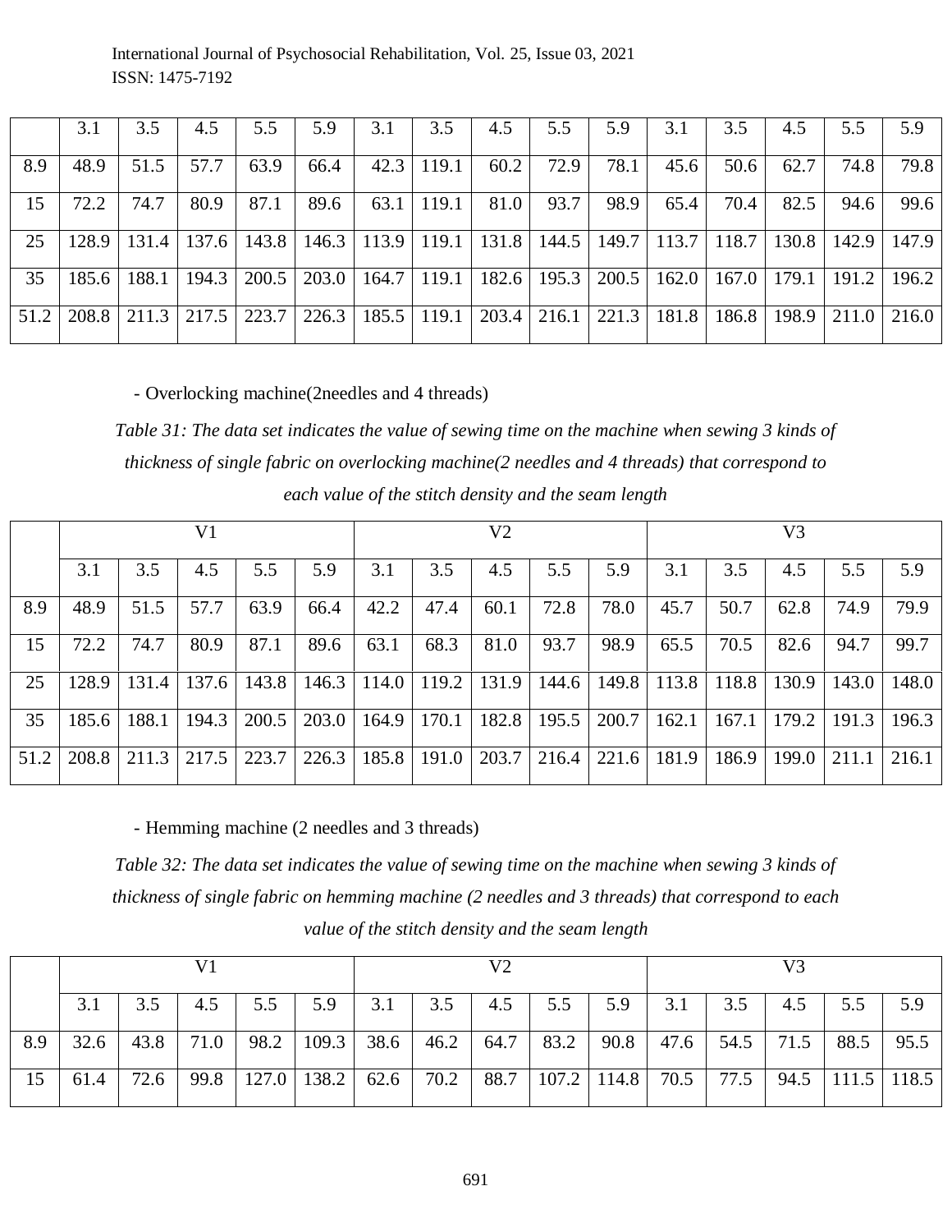| | 3.1 | 3.5 | 4.5 | 5.5 | 5.9 | 3.1 | 3.5 | 4.5 | 5.5 | 5.9 | 3.1 | 3.5 | 4.5 | 5.5 | 5.9 |
|---|---|---|---|---|---|---|---|---|---|---|---|---|---|---|---|
| 8.9 | 48.9 | 51.5 | 57.7 | 63.9 | 66.4 | 42.3 | 119.1 | 60.2 | 72.9 | 78.1 | 45.6 | 50.6 | 62.7 | 74.8 | 79.8 |
| 15 | 72.2 | 74.7 | 80.9 | 87.1 | 89.6 | 63.1 | 119.1 | 81.0 | 93.7 | 98.9 | 65.4 | 70.4 | 82.5 | 94.6 | 99.6 |
| 25 | 128.9 | 131.4 | 137.6 | 143.8 | 146.3 | 113.9 | 119.1 | 131.8 | 144.5 | 149.7 | 113.7 | 118.7 | 130.8 | 142.9 | 147.9 |
| 35 | 185.6 | 188.1 | 194.3 | 200.5 | 203.0 | 164.7 | 119.1 | 182.6 | 195.3 | 200.5 | 162.0 | 167.0 | 179.1 | 191.2 | 196.2 |
| 51.2 | 208.8 | 211.3 | 217.5 | 223.7 | 226.3 | 185.5 | 119.1 | 203.4 | 216.1 | 221.3 | 181.8 | 186.8 | 198.9 | 211.0 | 216.0 |

- Overlocking machine(2needles and 4 threads)

*Table 31: The data set indicates the value of sewing time on the machine when sewing 3 kinds of thickness of single fabric on overlocking machine(2 needles and 4 threads) that correspond to each value of the stitch density and the seam length*

| | V1 | | | | | V2 | | | | | V3 | | | | |
|---|---|---|---|---|---|---|---|---|---|---|---|---|---|---|---|
| | 3.1 | 3.5 | 4.5 | 5.5 | 5.9 | 3.1 | 3.5 | 4.5 | 5.5 | 5.9 | 3.1 | 3.5 | 4.5 | 5.5 | 5.9 |
| 8.9 | 48.9 | 51.5 | 57.7 | 63.9 | 66.4 | 42.2 | 47.4 | 60.1 | 72.8 | 78.0 | 45.7 | 50.7 | 62.8 | 74.9 | 79.9 |
| 15 | 72.2 | 74.7 | 80.9 | 87.1 | 89.6 | 63.1 | 68.3 | 81.0 | 93.7 | 98.9 | 65.5 | 70.5 | 82.6 | 94.7 | 99.7 |
| 25 | 128.9 | 131.4 | 137.6 | 143.8 | 146.3 | 114.0 | 119.2 | 131.9 | 144.6 | 149.8 | 113.8 | 118.8 | 130.9 | 143.0 | 148.0 |
| 35 | 185.6 | 188.1 | 194.3 | 200.5 | 203.0 | 164.9 | 170.1 | 182.8 | 195.5 | 200.7 | 162.1 | 167.1 | 179.2 | 191.3 | 196.3 |
| 51.2 | 208.8 | 211.3 | 217.5 | 223.7 | 226.3 | 185.8 | 191.0 | 203.7 | 216.4 | 221.6 | 181.9 | 186.9 | 199.0 | 211.1 | 216.1 |

- Hemming machine (2 needles and 3 threads)

*Table 32: The data set indicates the value of sewing time on the machine when sewing 3 kinds of thickness of single fabric on hemming machine (2 needles and 3 threads) that correspond to each value of the stitch density and the seam length*

| | V1 | | | | | V2 | | | | | V3 | | | | |
|---|---|---|---|---|---|---|---|---|---|---|---|---|---|---|---|
| | 3.1 | 3.5 | 4.5 | 5.5 | 5.9 | 3.1 | 3.5 | 4.5 | 5.5 | 5.9 | 3.1 | 3.5 | 4.5 | 5.5 | 5.9 |
| 8.9 | 32.6 | 43.8 | 71.0 | 98.2 | 109.3 | 38.6 | 46.2 | 64.7 | 83.2 | 90.8 | 47.6 | 54.5 | 71.5 | 88.5 | 95.5 |
| 15 | 61.4 | 72.6 | 99.8 | 127.0 | 138.2 | 62.6 | 70.2 | 88.7 | 107.2 | 114.8 | 70.5 | 77.5 | 94.5 | 111.5 | 118.5 |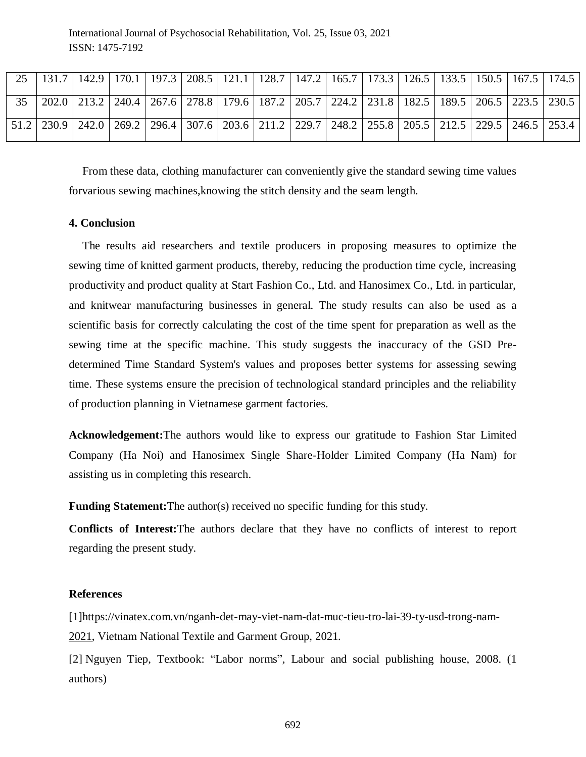| 25 | 131.7 | 142.9 | 170.1 | 197.3 | 208.5 | 121.1 | 128.7 | 147.2 | 165.7 | 173.3 | 126.5 | 133.5 | 150.5 | 167.5 | 174.5 |
|---|---|---|---|---|---|---|---|---|---|---|---|---|---|---|---|
| 35 | 202.0 | 213.2 | 240.4 | 267.6 | 278.8 | 179.6 | 187.2 | 205.7 | 224.2 | 231.8 | 182.5 | 189.5 | 206.5 | 223.5 | 230.5 |
| 51.2 | 230.9 | 242.0 | 269.2 | 296.4 | 307.6 | 203.6 | 211.2 | 229.7 | 248.2 | 255.8 | 205.5 | 212.5 | 229.5 | 246.5 | 253.4 |

From these data, clothing manufacturer can conveniently give the standard sewing time values forvarious sewing machines,knowing the stitch density and the seam length.

**4. Conclusion**

The results aid researchers and textile producers in proposing measures to optimize the sewing time of knitted garment products, thereby, reducing the production time cycle, increasing productivity and product quality at Start Fashion Co., Ltd. and Hanosimex Co., Ltd. in particular, and knitwear manufacturing businesses in general. The study results can also be used as a scientific basis for correctly calculating the cost of the time spent for preparation as well as the sewing time at the specific machine. This study suggests the inaccuracy of the GSD Pre-determined Time Standard System's values and proposes better systems for assessing sewing time. These systems ensure the precision of technological standard principles and the reliability of production planning in Vietnamese garment factories.

**Acknowledgement:**The authors would like to express our gratitude to Fashion Star Limited Company (Ha Noi) and Hanosimex Single Share-Holder Limited Company (Ha Nam) for assisting us in completing this research.

**Funding Statement:**The author(s) received no specific funding for this study.

**Conflicts of Interest:**The authors declare that they have no conflicts of interest to report regarding the present study.

**References**

[1]https://vinatex.com.vn/nganh-det-may-viet-nam-dat-muc-tieu-tro-lai-39-ty-usd-trong-nam-2021, Vietnam National Textile and Garment Group, 2021.

[2] Nguyen Tiep, Textbook: "Labor norms", Labour and social publishing house, 2008. (1 authors)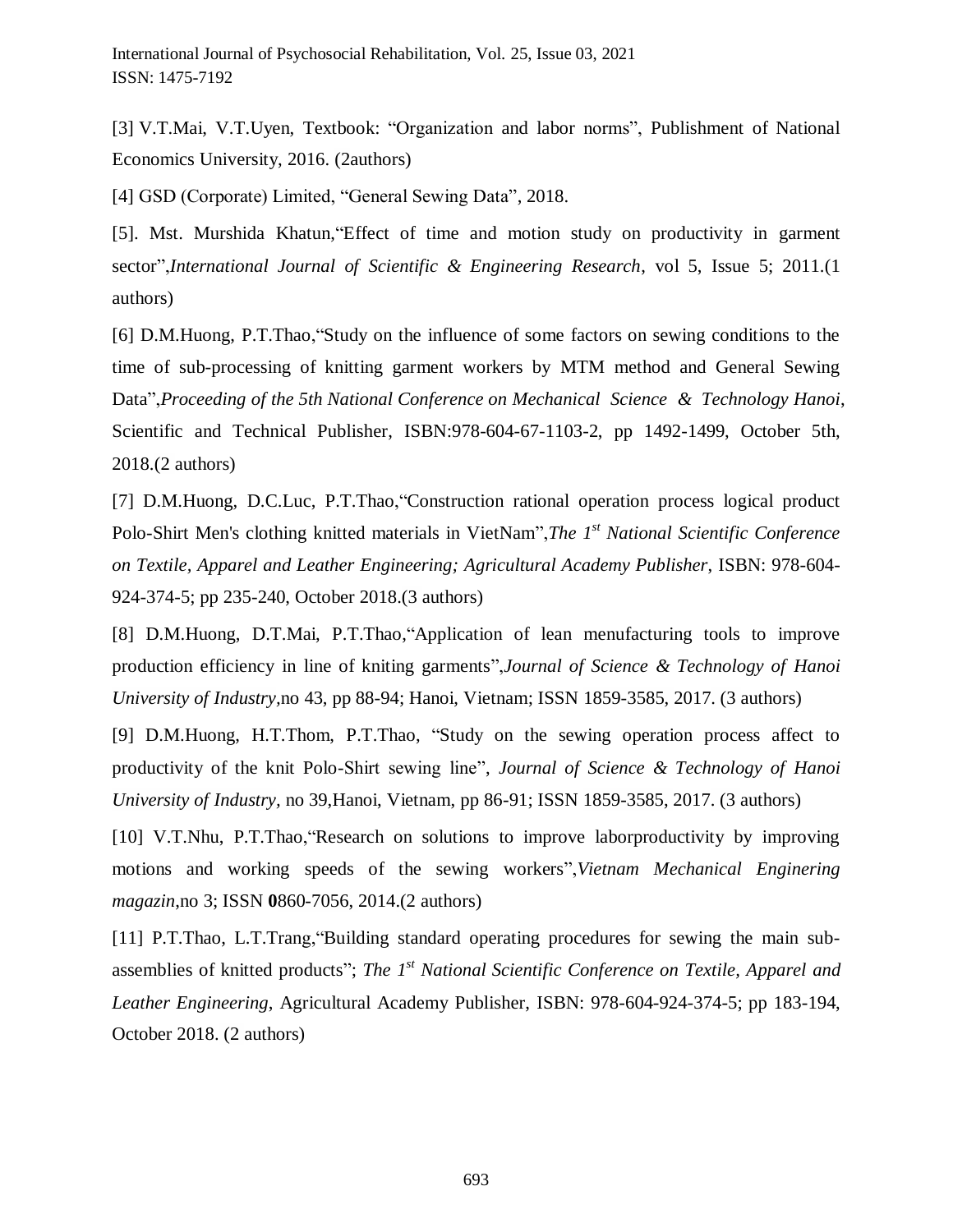[3] V.T.Mai, V.T.Uyen, Textbook: "Organization and labor norms", Publishment of National Economics University, 2016. (2authors)

[4] GSD (Corporate) Limited, "General Sewing Data", 2018.

[5]. Mst. Murshida Khatun,"Effect of time and motion study on productivity in garment sector",*International Journal of Scientific & Engineering Research*, vol 5, Issue 5; 2011.(1 authors)

[6] D.M.Huong, P.T.Thao,"Study on the influence of some factors on sewing conditions to the time of sub-processing of knitting garment workers by MTM method and General Sewing Data",*Proceeding of the 5th National Conference on Mechanical Science & Technology Hanoi*, Scientific and Technical Publisher, ISBN:978-604-67-1103-2, pp 1492-1499, October 5th, 2018.(2 authors)

[7] D.M.Huong, D.C.Luc, P.T.Thao,"Construction rational operation process logical product Polo-Shirt Men's clothing knitted materials in VietNam",*The 1st National Scientific Conference on Textile, Apparel and Leather Engineering; Agricultural Academy Publisher*, ISBN: 978-604-924-374-5; pp 235-240, October 2018.(3 authors)

[8] D.M.Huong, D.T.Mai, P.T.Thao,"Application of lean menufacturing tools to improve production efficiency in line of kniting garments",*Journal of Science & Technology of Hanoi University of Industry*,no 43, pp 88-94; Hanoi, Vietnam; ISSN 1859-3585, 2017. (3 authors)

[9] D.M.Huong, H.T.Thom, P.T.Thao, "Study on the sewing operation process affect to productivity of the knit Polo-Shirt sewing line", *Journal of Science & Technology of Hanoi University of Industry*, no 39,Hanoi, Vietnam, pp 86-91; ISSN 1859-3585, 2017. (3 authors)

[10] V.T.Nhu, P.T.Thao,"Research on solutions to improve laborproductivity by improving motions and working speeds of the sewing workers",*Vietnam Mechanical Enginering magazin*,no 3; ISSN **0**860-7056, 2014.(2 authors)

[11] P.T.Thao, L.T.Trang,"Building standard operating procedures for sewing the main sub-assemblies of knitted products"; *The 1st National Scientific Conference on Textile, Apparel and Leather Engineering*, Agricultural Academy Publisher, ISBN: 978-604-924-374-5; pp 183-194, October 2018. (2 authors)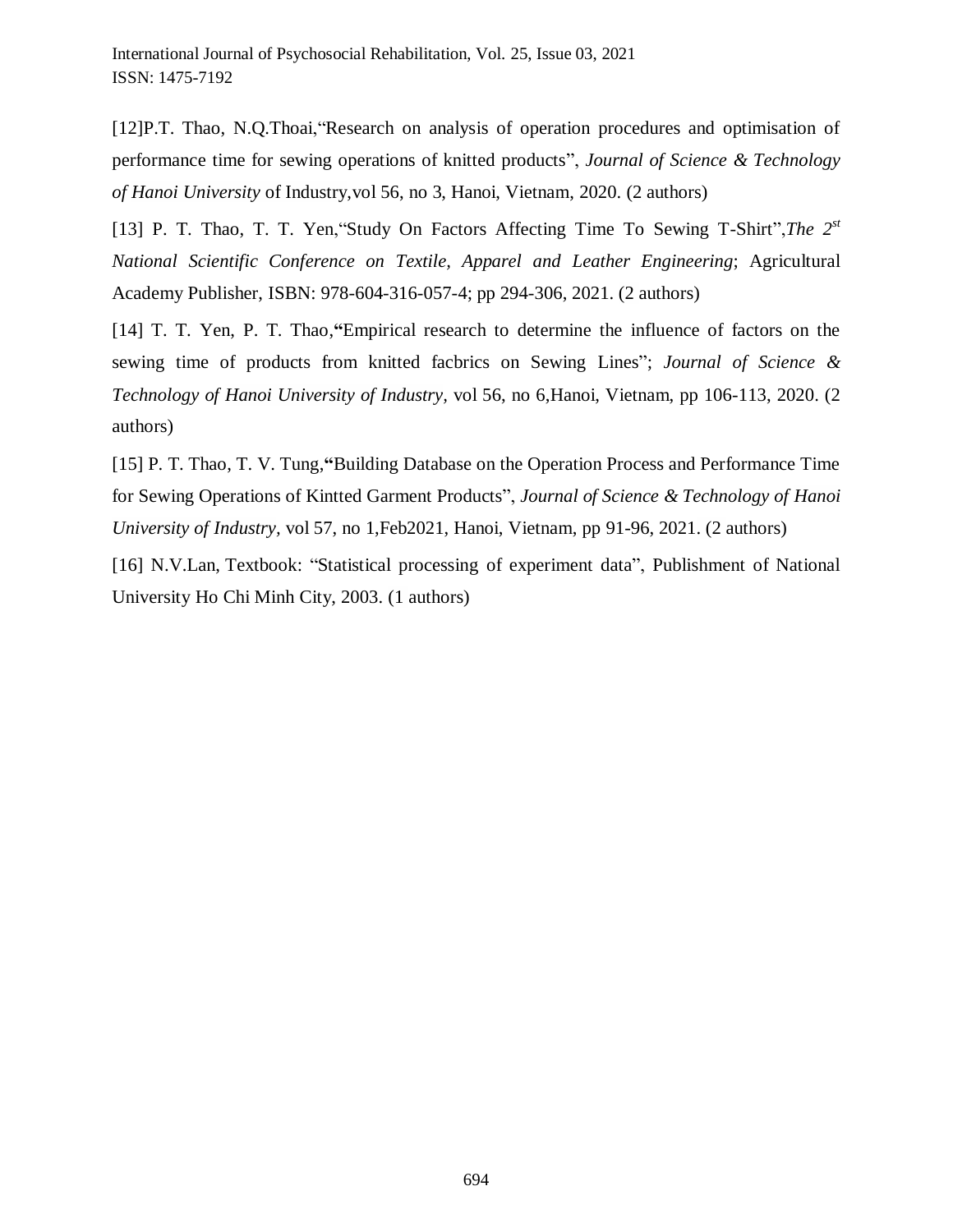[12]P.T. Thao, N.Q.Thoai,"Research on analysis of operation procedures and optimisation of performance time for sewing operations of knitted products", *Journal of Science & Technology of Hanoi University* of Industry,vol 56, no 3, Hanoi, Vietnam, 2020. (2 authors)

[13] P. T. Thao, T. T. Yen,"Study On Factors Affecting Time To Sewing T-Shirt",*The 2st National Scientific Conference on Textile, Apparel and Leather Engineering*; Agricultural Academy Publisher, ISBN: 978-604-316-057-4; pp 294-306, 2021. (2 authors)

[14] T. T. Yen, P. T. Thao,**"**Empirical research to determine the influence of factors on the sewing time of products from knitted facbrics on Sewing Lines"; *Journal of Science & Technology of Hanoi University of Industry*, vol 56, no 6,Hanoi, Vietnam, pp 106-113, 2020. (2 authors)

[15] P. T. Thao, T. V. Tung,**"**Building Database on the Operation Process and Performance Time for Sewing Operations of Kintted Garment Products", *Journal of Science & Technology of Hanoi University of Industry,* vol 57, no 1,Feb2021, Hanoi, Vietnam, pp 91-96, 2021. (2 authors)

[16] N.V.Lan, Textbook: "Statistical processing of experiment data", Publishment of National University Ho Chi Minh City, 2003. (1 authors)